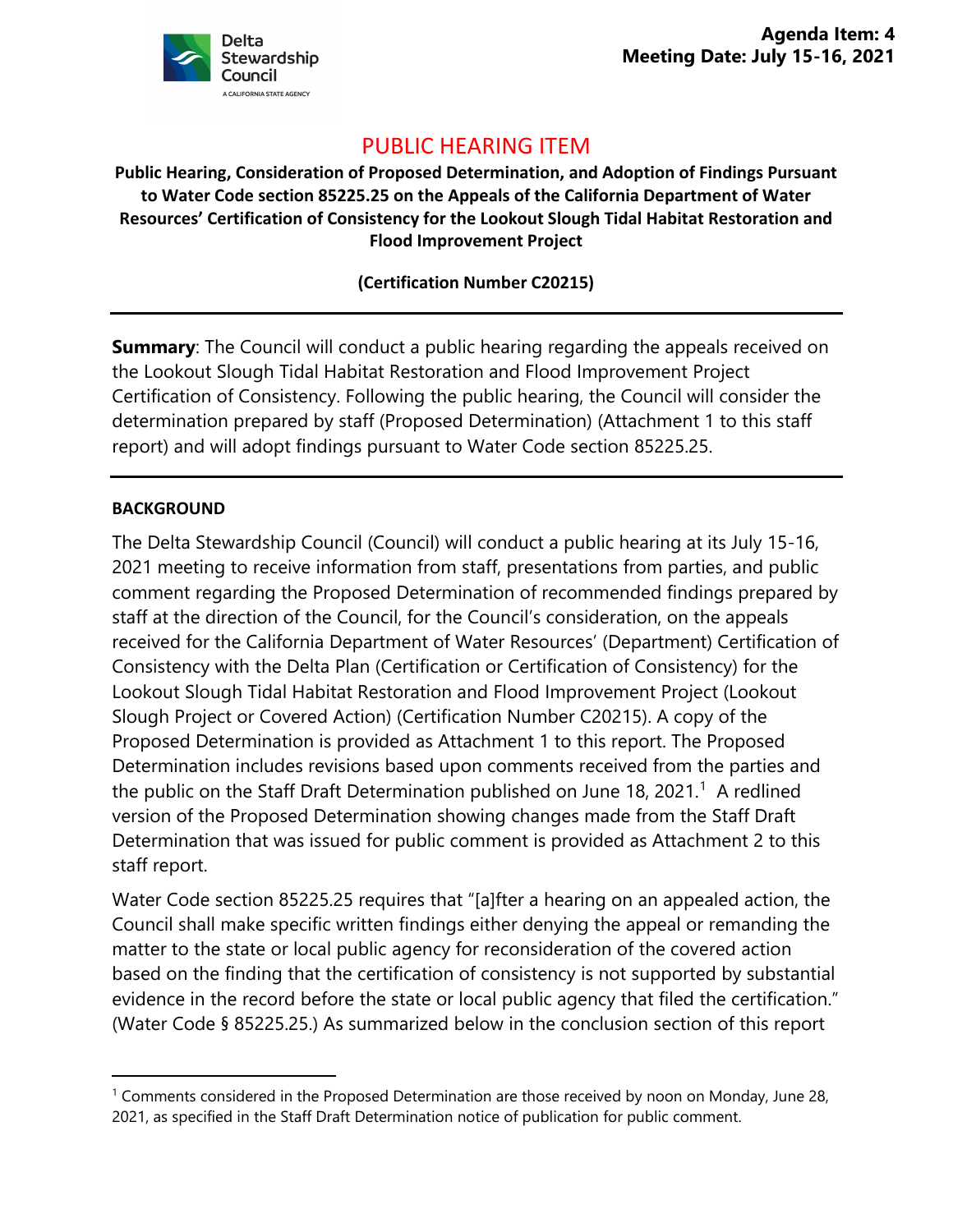Delta Stewardship Council
A CALIFORNIA STATE AGENCY

**Agenda Item: 4**
**Meeting Date: July 15-16, 2021**

# PUBLIC HEARING ITEM

**Public Hearing, Consideration of Proposed Determination, and Adoption of Findings Pursuant to Water Code section 85225.25 on the Appeals of the California Department of Water Resources' Certification of Consistency for the Lookout Slough Tidal Habitat Restoration and Flood Improvement Project**

**(Certification Number C20215)**

---

**Summary**: The Council will conduct a public hearing regarding the appeals received on the Lookout Slough Tidal Habitat Restoration and Flood Improvement Project Certification of Consistency. Following the public hearing, the Council will consider the determination prepared by staff (Proposed Determination) (Attachment 1 to this staff report) and will adopt findings pursuant to Water Code section 85225.25.

---

## BACKGROUND

The Delta Stewardship Council (Council) will conduct a public hearing at its July 15-16, 2021 meeting to receive information from staff, presentations from parties, and public comment regarding the Proposed Determination of recommended findings prepared by staff at the direction of the Council, for the Council's consideration, on the appeals received for the California Department of Water Resources' (Department) Certification of Consistency with the Delta Plan (Certification or Certification of Consistency) for the Lookout Slough Tidal Habitat Restoration and Flood Improvement Project (Lookout Slough Project or Covered Action) (Certification Number C20215). A copy of the Proposed Determination is provided as Attachment 1 to this report. The Proposed Determination includes revisions based upon comments received from the parties and the public on the Staff Draft Determination published on June 18, 2021.[1] A redlined version of the Proposed Determination showing changes made from the Staff Draft Determination that was issued for public comment is provided as Attachment 2 to this staff report.

Water Code section 85225.25 requires that "[a]fter a hearing on an appealed action, the Council shall make specific written findings either denying the appeal or remanding the matter to the state or local public agency for reconsideration of the covered action based on the finding that the certification of consistency is not supported by substantial evidence in the record before the state or local public agency that filed the certification." (Water Code § 85225.25.) As summarized below in the conclusion section of this report

---

[1] Comments considered in the Proposed Determination are those received by noon on Monday, June 28, 2021, as specified in the Staff Draft Determination notice of publication for public comment.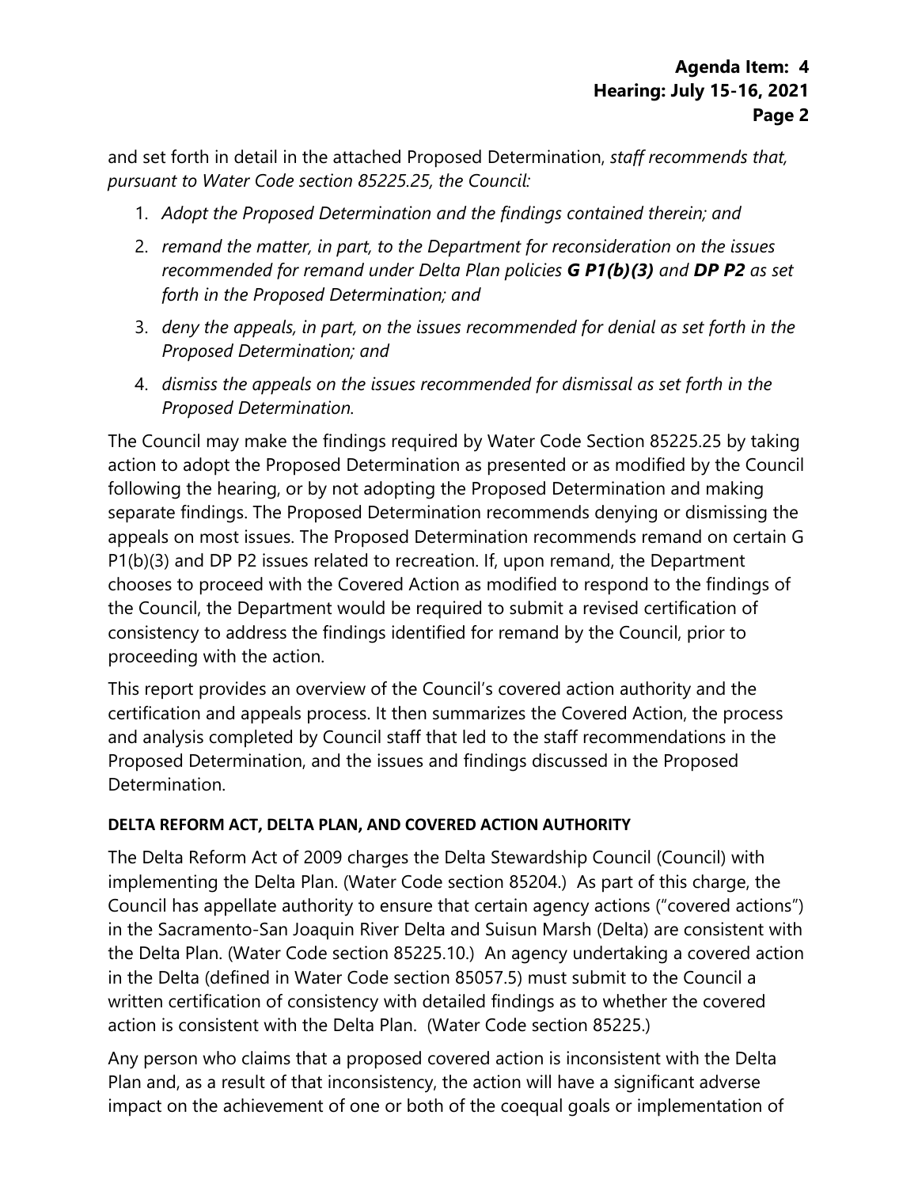and set forth in detail in the attached Proposed Determination, *staff recommends that, pursuant to Water Code section 85225.25, the Council:*

1. *Adopt the Proposed Determination and the findings contained therein; and*
2. *remand the matter, in part, to the Department for reconsideration on the issues recommended for remand under Delta Plan policies **G P1(b)(3)** and **DP P2** as set forth in the Proposed Determination; and*
3. *deny the appeals, in part, on the issues recommended for denial as set forth in the Proposed Determination; and*
4. *dismiss the appeals on the issues recommended for dismissal as set forth in the Proposed Determination.*

The Council may make the findings required by Water Code Section 85225.25 by taking action to adopt the Proposed Determination as presented or as modified by the Council following the hearing, or by not adopting the Proposed Determination and making separate findings. The Proposed Determination recommends denying or dismissing the appeals on most issues. The Proposed Determination recommends remand on certain G P1(b)(3) and DP P2 issues related to recreation. If, upon remand, the Department chooses to proceed with the Covered Action as modified to respond to the findings of the Council, the Department would be required to submit a revised certification of consistency to address the findings identified for remand by the Council, prior to proceeding with the action.

This report provides an overview of the Council's covered action authority and the certification and appeals process. It then summarizes the Covered Action, the process and analysis completed by Council staff that led to the staff recommendations in the Proposed Determination, and the issues and findings discussed in the Proposed Determination.

**DELTA REFORM ACT, DELTA PLAN, AND COVERED ACTION AUTHORITY**

The Delta Reform Act of 2009 charges the Delta Stewardship Council (Council) with implementing the Delta Plan. (Water Code section 85204.) As part of this charge, the Council has appellate authority to ensure that certain agency actions ("covered actions") in the Sacramento-San Joaquin River Delta and Suisun Marsh (Delta) are consistent with the Delta Plan. (Water Code section 85225.10.) An agency undertaking a covered action in the Delta (defined in Water Code section 85057.5) must submit to the Council a written certification of consistency with detailed findings as to whether the covered action is consistent with the Delta Plan. (Water Code section 85225.)

Any person who claims that a proposed covered action is inconsistent with the Delta Plan and, as a result of that inconsistency, the action will have a significant adverse impact on the achievement of one or both of the coequal goals or implementation of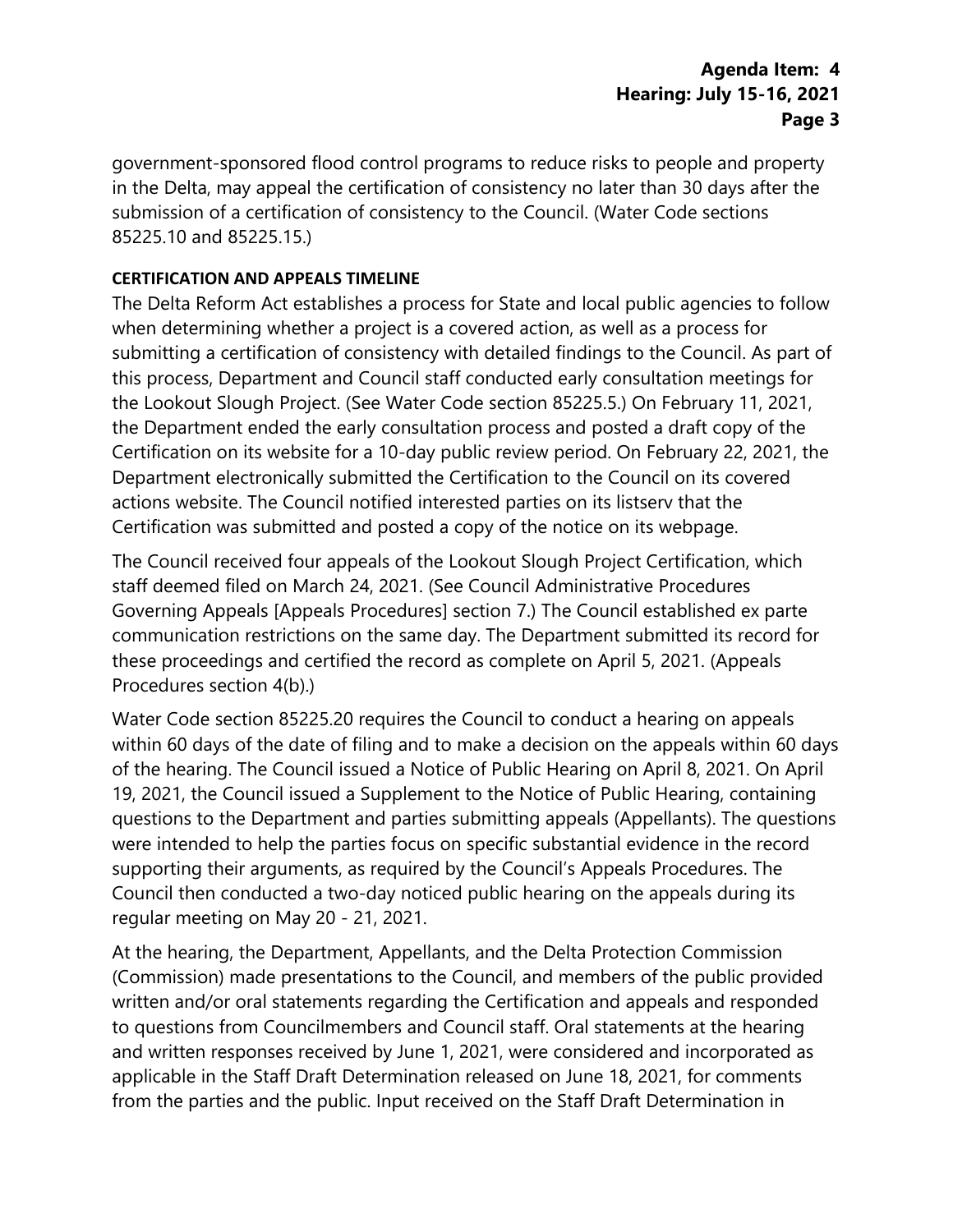government-sponsored flood control programs to reduce risks to people and property in the Delta, may appeal the certification of consistency no later than 30 days after the submission of a certification of consistency to the Council. (Water Code sections 85225.10 and 85225.15.)

**CERTIFICATION AND APPEALS TIMELINE**

The Delta Reform Act establishes a process for State and local public agencies to follow when determining whether a project is a covered action, as well as a process for submitting a certification of consistency with detailed findings to the Council. As part of this process, Department and Council staff conducted early consultation meetings for the Lookout Slough Project. (See Water Code section 85225.5.) On February 11, 2021, the Department ended the early consultation process and posted a draft copy of the Certification on its website for a 10-day public review period. On February 22, 2021, the Department electronically submitted the Certification to the Council on its covered actions website. The Council notified interested parties on its listserv that the Certification was submitted and posted a copy of the notice on its webpage.

The Council received four appeals of the Lookout Slough Project Certification, which staff deemed filed on March 24, 2021. (See Council Administrative Procedures Governing Appeals [Appeals Procedures] section 7.) The Council established ex parte communication restrictions on the same day. The Department submitted its record for these proceedings and certified the record as complete on April 5, 2021. (Appeals Procedures section 4(b).)

Water Code section 85225.20 requires the Council to conduct a hearing on appeals within 60 days of the date of filing and to make a decision on the appeals within 60 days of the hearing. The Council issued a Notice of Public Hearing on April 8, 2021. On April 19, 2021, the Council issued a Supplement to the Notice of Public Hearing, containing questions to the Department and parties submitting appeals (Appellants). The questions were intended to help the parties focus on specific substantial evidence in the record supporting their arguments, as required by the Council's Appeals Procedures. The Council then conducted a two-day noticed public hearing on the appeals during its regular meeting on May 20 - 21, 2021.

At the hearing, the Department, Appellants, and the Delta Protection Commission (Commission) made presentations to the Council, and members of the public provided written and/or oral statements regarding the Certification and appeals and responded to questions from Councilmembers and Council staff. Oral statements at the hearing and written responses received by June 1, 2021, were considered and incorporated as applicable in the Staff Draft Determination released on June 18, 2021, for comments from the parties and the public. Input received on the Staff Draft Determination in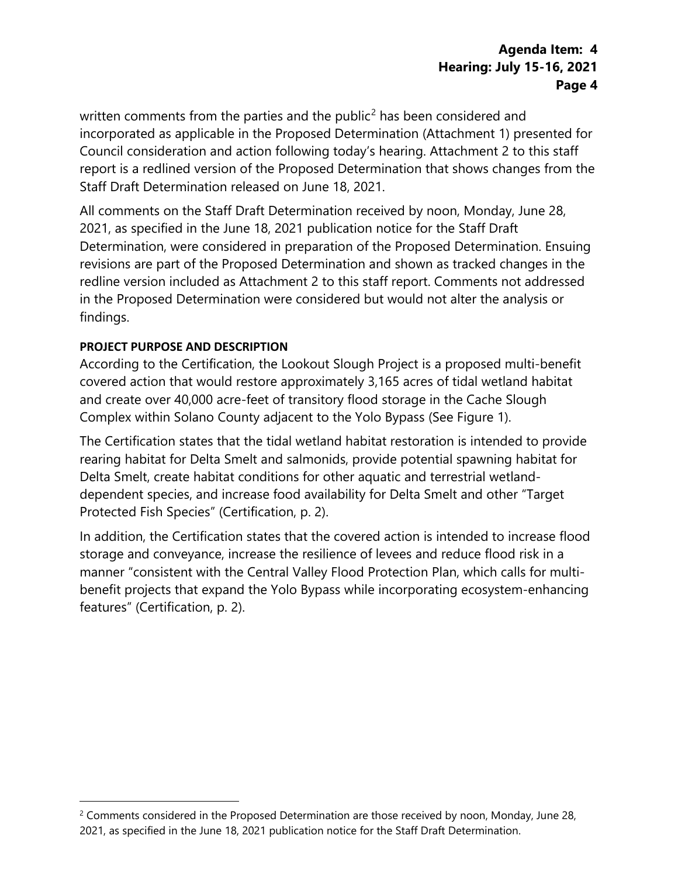written comments from the parties and the public[2] has been considered and incorporated as applicable in the Proposed Determination (Attachment 1) presented for Council consideration and action following today's hearing. Attachment 2 to this staff report is a redlined version of the Proposed Determination that shows changes from the Staff Draft Determination released on June 18, 2021.

All comments on the Staff Draft Determination received by noon, Monday, June 28, 2021, as specified in the June 18, 2021 publication notice for the Staff Draft Determination, were considered in preparation of the Proposed Determination. Ensuing revisions are part of the Proposed Determination and shown as tracked changes in the redline version included as Attachment 2 to this staff report. Comments not addressed in the Proposed Determination were considered but would not alter the analysis or findings.

**PROJECT PURPOSE AND DESCRIPTION**

According to the Certification, the Lookout Slough Project is a proposed multi-benefit covered action that would restore approximately 3,165 acres of tidal wetland habitat and create over 40,000 acre-feet of transitory flood storage in the Cache Slough Complex within Solano County adjacent to the Yolo Bypass (See Figure 1).

The Certification states that the tidal wetland habitat restoration is intended to provide rearing habitat for Delta Smelt and salmonids, provide potential spawning habitat for Delta Smelt, create habitat conditions for other aquatic and terrestrial wetland-dependent species, and increase food availability for Delta Smelt and other "Target Protected Fish Species" (Certification, p. 2).

In addition, the Certification states that the covered action is intended to increase flood storage and conveyance, increase the resilience of levees and reduce flood risk in a manner "consistent with the Central Valley Flood Protection Plan, which calls for multi-benefit projects that expand the Yolo Bypass while incorporating ecosystem-enhancing features" (Certification, p. 2).

[2] Comments considered in the Proposed Determination are those received by noon, Monday, June 28, 2021, as specified in the June 18, 2021 publication notice for the Staff Draft Determination.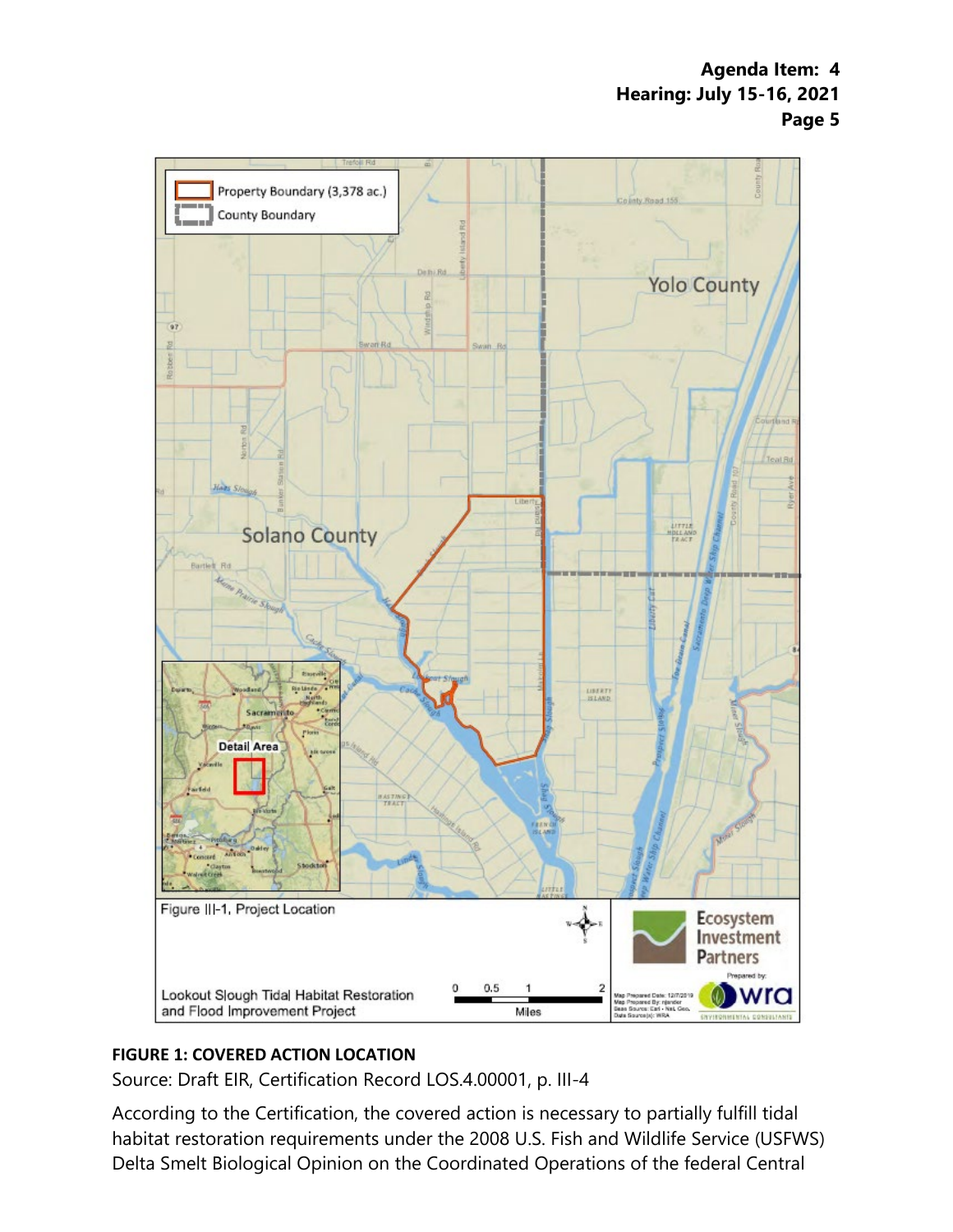**FIGURE 1: COVERED ACTION LOCATION**

Source: Draft EIR, Certification Record LOS.4.00001, p. III-4

According to the Certification, the covered action is necessary to partially fulfill tidal habitat restoration requirements under the 2008 U.S. Fish and Wildlife Service (USFWS) Delta Smelt Biological Opinion on the Coordinated Operations of the federal Central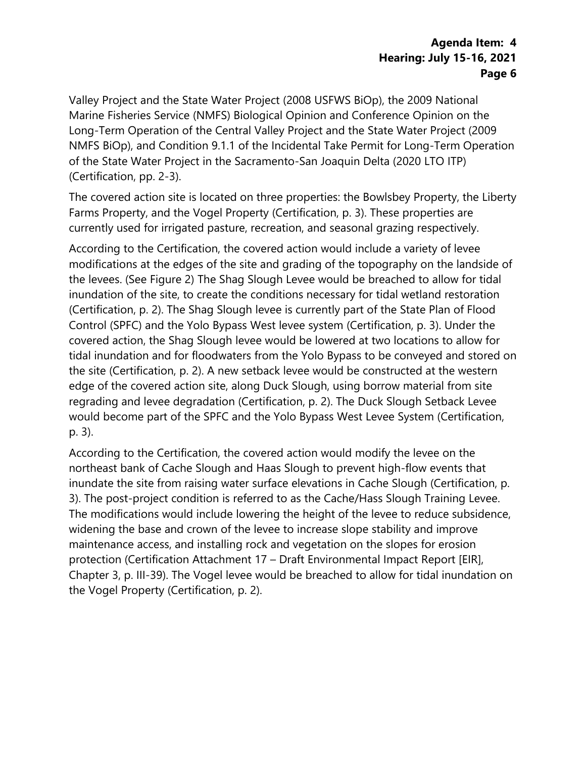Valley Project and the State Water Project (2008 USFWS BiOp), the 2009 National Marine Fisheries Service (NMFS) Biological Opinion and Conference Opinion on the Long-Term Operation of the Central Valley Project and the State Water Project (2009 NMFS BiOp), and Condition 9.1.1 of the Incidental Take Permit for Long-Term Operation of the State Water Project in the Sacramento-San Joaquin Delta (2020 LTO ITP) (Certification, pp. 2-3).

The covered action site is located on three properties: the Bowlsbey Property, the Liberty Farms Property, and the Vogel Property (Certification, p. 3). These properties are currently used for irrigated pasture, recreation, and seasonal grazing respectively.

According to the Certification, the covered action would include a variety of levee modifications at the edges of the site and grading of the topography on the landside of the levees. (See Figure 2) The Shag Slough Levee would be breached to allow for tidal inundation of the site, to create the conditions necessary for tidal wetland restoration (Certification, p. 2). The Shag Slough levee is currently part of the State Plan of Flood Control (SPFC) and the Yolo Bypass West levee system (Certification, p. 3). Under the covered action, the Shag Slough levee would be lowered at two locations to allow for tidal inundation and for floodwaters from the Yolo Bypass to be conveyed and stored on the site (Certification, p. 2). A new setback levee would be constructed at the western edge of the covered action site, along Duck Slough, using borrow material from site regrading and levee degradation (Certification, p. 2). The Duck Slough Setback Levee would become part of the SPFC and the Yolo Bypass West Levee System (Certification, p. 3).

According to the Certification, the covered action would modify the levee on the northeast bank of Cache Slough and Haas Slough to prevent high-flow events that inundate the site from raising water surface elevations in Cache Slough (Certification, p. 3). The post-project condition is referred to as the Cache/Hass Slough Training Levee. The modifications would include lowering the height of the levee to reduce subsidence, widening the base and crown of the levee to increase slope stability and improve maintenance access, and installing rock and vegetation on the slopes for erosion protection (Certification Attachment 17 – Draft Environmental Impact Report [EIR], Chapter 3, p. III-39). The Vogel levee would be breached to allow for tidal inundation on the Vogel Property (Certification, p. 2).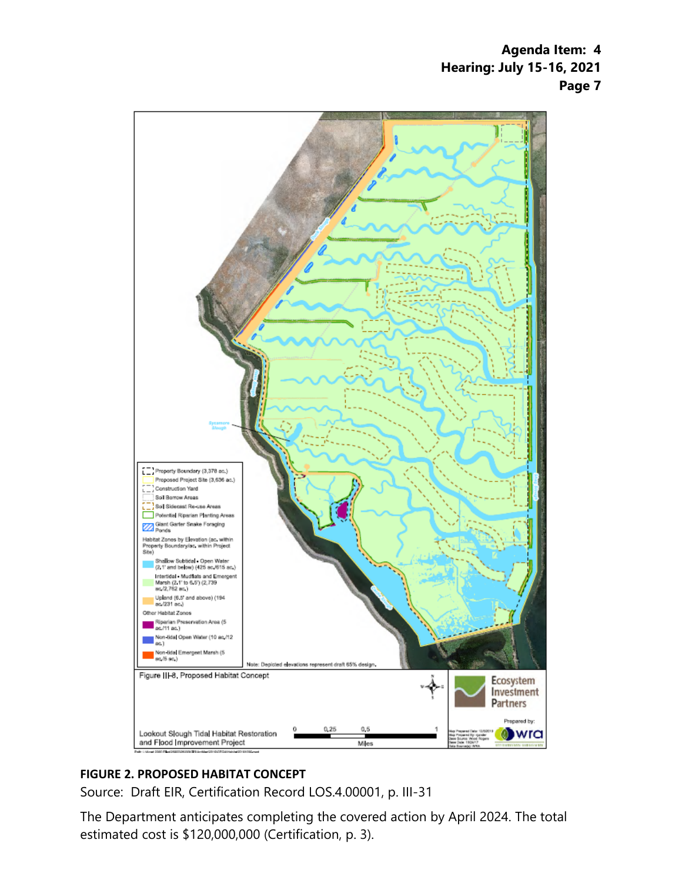**FIGURE 2. PROPOSED HABITAT CONCEPT**

Source: Draft EIR, Certification Record LOS.4.00001, p. III-31

The Department anticipates completing the covered action by April 2024. The total estimated cost is $120,000,000 (Certification, p. 3).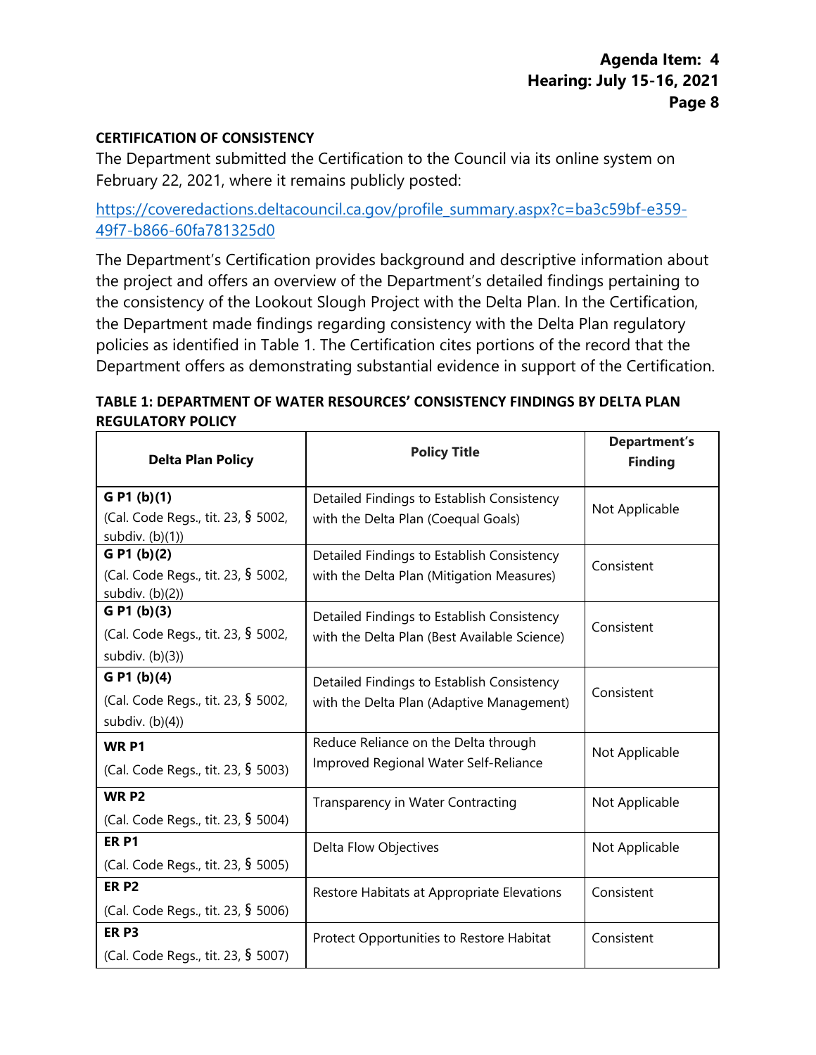### CERTIFICATION OF CONSISTENCY

The Department submitted the Certification to the Council via its online system on February 22, 2021, where it remains publicly posted:

[https://coveredactions.deltacouncil.ca.gov/profile_summary.aspx?c=ba3c59bf-e359-49f7-b866-60fa781325d0](https://coveredactions.deltacouncil.ca.gov/profile_summary.aspx?c=ba3c59bf-e359-49f7-b866-60fa781325d0)

The Department's Certification provides background and descriptive information about the project and offers an overview of the Department's detailed findings pertaining to the consistency of the Lookout Slough Project with the Delta Plan. In the Certification, the Department made findings regarding consistency with the Delta Plan regulatory policies as identified in Table 1. The Certification cites portions of the record that the Department offers as demonstrating substantial evidence in support of the Certification.

**TABLE 1: DEPARTMENT OF WATER RESOURCES' CONSISTENCY FINDINGS BY DELTA PLAN REGULATORY POLICY**

| Delta Plan Policy | Policy Title | Department's Finding |
|---|---|---|
| **G P1 (b)(1)** (Cal. Code Regs., tit. 23, § 5002, subdiv. (b)(1)) | Detailed Findings to Establish Consistency with the Delta Plan (Coequal Goals) | Not Applicable |
| **G P1 (b)(2)** (Cal. Code Regs., tit. 23, § 5002, subdiv. (b)(2)) | Detailed Findings to Establish Consistency with the Delta Plan (Mitigation Measures) | Consistent |
| **G P1 (b)(3)** (Cal. Code Regs., tit. 23, § 5002, subdiv. (b)(3)) | Detailed Findings to Establish Consistency with the Delta Plan (Best Available Science) | Consistent |
| **G P1 (b)(4)** (Cal. Code Regs., tit. 23, § 5002, subdiv. (b)(4)) | Detailed Findings to Establish Consistency with the Delta Plan (Adaptive Management) | Consistent |
| **WR P1** (Cal. Code Regs., tit. 23, § 5003) | Reduce Reliance on the Delta through Improved Regional Water Self-Reliance | Not Applicable |
| **WR P2** (Cal. Code Regs., tit. 23, § 5004) | Transparency in Water Contracting | Not Applicable |
| **ER P1** (Cal. Code Regs., tit. 23, § 5005) | Delta Flow Objectives | Not Applicable |
| **ER P2** (Cal. Code Regs., tit. 23, § 5006) | Restore Habitats at Appropriate Elevations | Consistent |
| **ER P3** (Cal. Code Regs., tit. 23, § 5007) | Protect Opportunities to Restore Habitat | Consistent |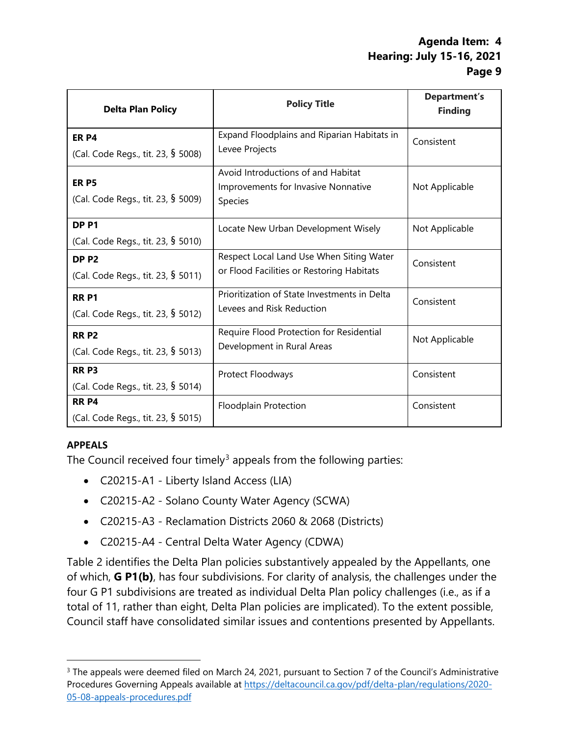| Delta Plan Policy | Policy Title | Department's Finding |
|---|---|---|
| **ER P4**<br>(Cal. Code Regs., tit. 23, § 5008) | Expand Floodplains and Riparian Habitats in Levee Projects | Consistent |
| **ER P5**<br>(Cal. Code Regs., tit. 23, § 5009) | Avoid Introductions of and Habitat Improvements for Invasive Nonnative Species | Not Applicable |
| **DP P1**<br>(Cal. Code Regs., tit. 23, § 5010) | Locate New Urban Development Wisely | Not Applicable |
| **DP P2**<br>(Cal. Code Regs., tit. 23, § 5011) | Respect Local Land Use When Siting Water or Flood Facilities or Restoring Habitats | Consistent |
| **RR P1**<br>(Cal. Code Regs., tit. 23, § 5012) | Prioritization of State Investments in Delta Levees and Risk Reduction | Consistent |
| **RR P2**<br>(Cal. Code Regs., tit. 23, § 5013) | Require Flood Protection for Residential Development in Rural Areas | Not Applicable |
| **RR P3**<br>(Cal. Code Regs., tit. 23, § 5014) | Protect Floodways | Consistent |
| **RR P4**<br>(Cal. Code Regs., tit. 23, § 5015) | Floodplain Protection | Consistent |

**APPEALS**

The Council received four timely[3] appeals from the following parties:

- C20215-A1 - Liberty Island Access (LIA)
- C20215-A2 - Solano County Water Agency (SCWA)
- C20215-A3 - Reclamation Districts 2060 & 2068 (Districts)
- C20215-A4 - Central Delta Water Agency (CDWA)

Table 2 identifies the Delta Plan policies substantively appealed by the Appellants, one of which, **G P1(b)**, has four subdivisions. For clarity of analysis, the challenges under the four G P1 subdivisions are treated as individual Delta Plan policy challenges (i.e., as if a total of 11, rather than eight, Delta Plan policies are implicated). To the extent possible, Council staff have consolidated similar issues and contentions presented by Appellants.

[3] The appeals were deemed filed on March 24, 2021, pursuant to Section 7 of the Council's Administrative Procedures Governing Appeals available at https://deltacouncil.ca.gov/pdf/delta-plan/regulations/2020-05-08-appeals-procedures.pdf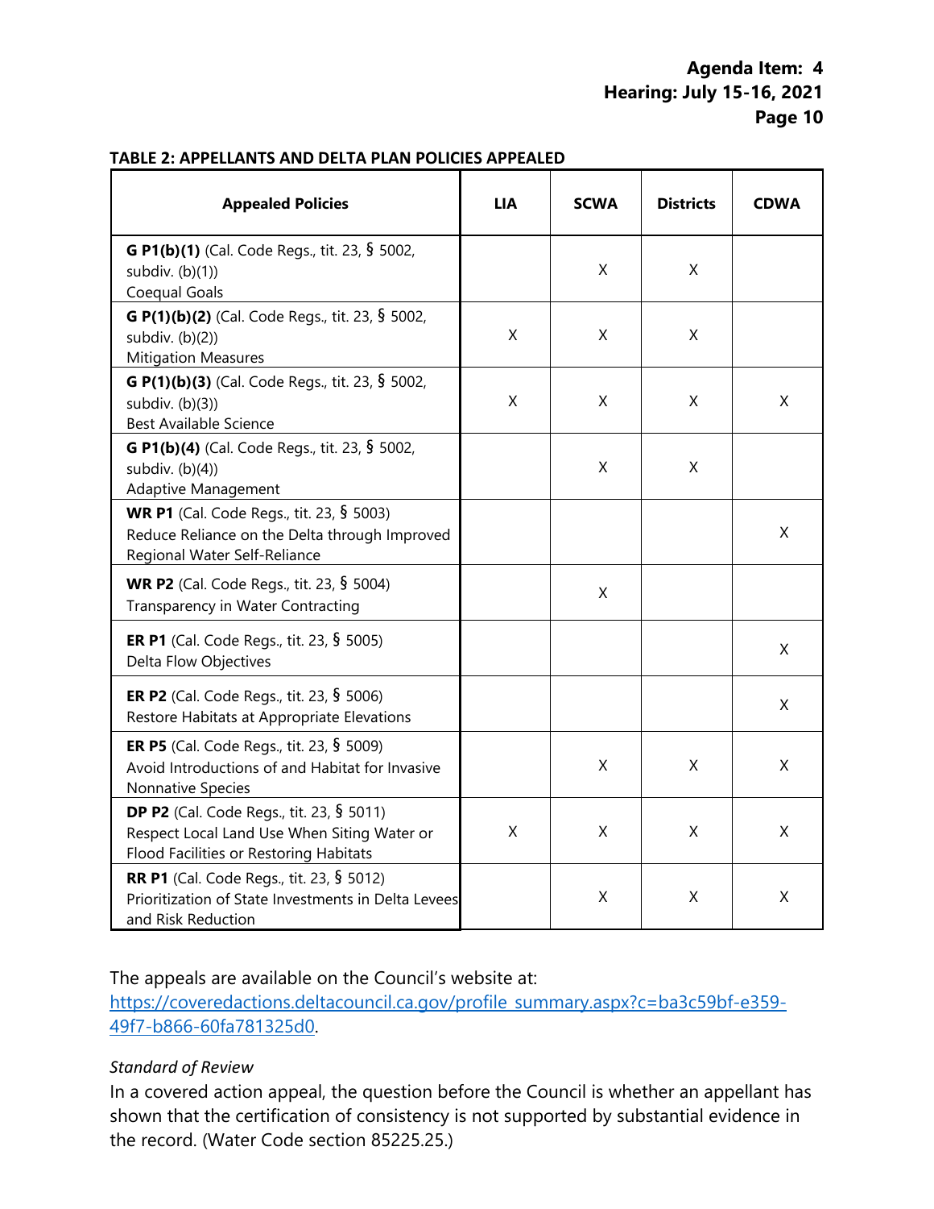**TABLE 2: APPELLANTS AND DELTA PLAN POLICIES APPEALED**

| Appealed Policies | LIA | SCWA | Districts | CDWA |
|---|---|---|---|---|
| **G P1(b)(1)** (Cal. Code Regs., tit. 23, § 5002, subdiv. (b)(1)) Coequal Goals | | X | X | |
| **G P(1)(b)(2)** (Cal. Code Regs., tit. 23, § 5002, subdiv. (b)(2)) Mitigation Measures | X | X | X | |
| **G P(1)(b)(3)** (Cal. Code Regs., tit. 23, § 5002, subdiv. (b)(3)) Best Available Science | X | X | X | X |
| **G P1(b)(4)** (Cal. Code Regs., tit. 23, § 5002, subdiv. (b)(4)) Adaptive Management | | X | X | |
| **WR P1** (Cal. Code Regs., tit. 23, § 5003) Reduce Reliance on the Delta through Improved Regional Water Self-Reliance | | | | X |
| **WR P2** (Cal. Code Regs., tit. 23, § 5004) Transparency in Water Contracting | | X | | |
| **ER P1** (Cal. Code Regs., tit. 23, § 5005) Delta Flow Objectives | | | | X |
| **ER P2** (Cal. Code Regs., tit. 23, § 5006) Restore Habitats at Appropriate Elevations | | | | X |
| **ER P5** (Cal. Code Regs., tit. 23, § 5009) Avoid Introductions of and Habitat for Invasive Nonnative Species | | X | X | X |
| **DP P2** (Cal. Code Regs., tit. 23, § 5011) Respect Local Land Use When Siting Water or Flood Facilities or Restoring Habitats | X | X | X | X |
| **RR P1** (Cal. Code Regs., tit. 23, § 5012) Prioritization of State Investments in Delta Levees and Risk Reduction | | X | X | X |

The appeals are available on the Council's website at: https://coveredactions.deltacouncil.ca.gov/profile_summary.aspx?c=ba3c59bf-e359-49f7-b866-60fa781325d0.

*Standard of Review*

In a covered action appeal, the question before the Council is whether an appellant has shown that the certification of consistency is not supported by substantial evidence in the record. (Water Code section 85225.25.)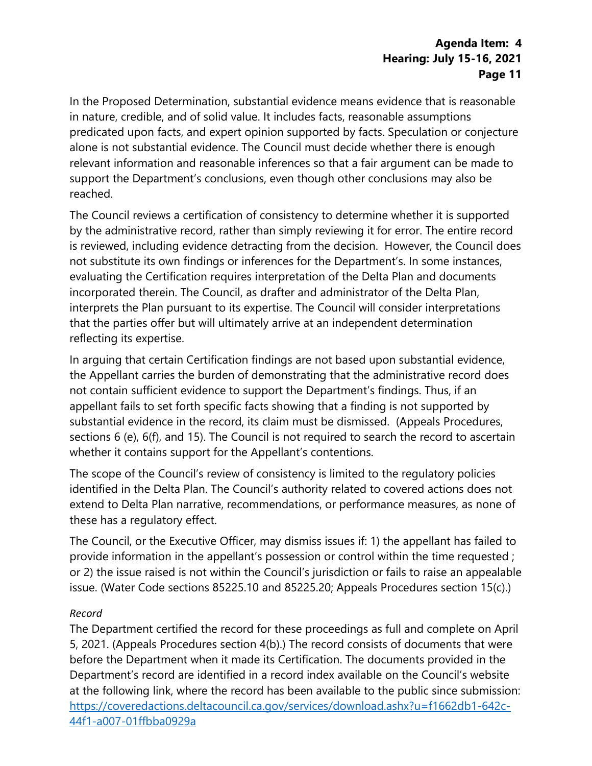In the Proposed Determination, substantial evidence means evidence that is reasonable in nature, credible, and of solid value. It includes facts, reasonable assumptions predicated upon facts, and expert opinion supported by facts. Speculation or conjecture alone is not substantial evidence. The Council must decide whether there is enough relevant information and reasonable inferences so that a fair argument can be made to support the Department's conclusions, even though other conclusions may also be reached.

The Council reviews a certification of consistency to determine whether it is supported by the administrative record, rather than simply reviewing it for error. The entire record is reviewed, including evidence detracting from the decision. However, the Council does not substitute its own findings or inferences for the Department's. In some instances, evaluating the Certification requires interpretation of the Delta Plan and documents incorporated therein. The Council, as drafter and administrator of the Delta Plan, interprets the Plan pursuant to its expertise. The Council will consider interpretations that the parties offer but will ultimately arrive at an independent determination reflecting its expertise.

In arguing that certain Certification findings are not based upon substantial evidence, the Appellant carries the burden of demonstrating that the administrative record does not contain sufficient evidence to support the Department's findings. Thus, if an appellant fails to set forth specific facts showing that a finding is not supported by substantial evidence in the record, its claim must be dismissed. (Appeals Procedures, sections 6 (e), 6(f), and 15). The Council is not required to search the record to ascertain whether it contains support for the Appellant's contentions.

The scope of the Council's review of consistency is limited to the regulatory policies identified in the Delta Plan. The Council's authority related to covered actions does not extend to Delta Plan narrative, recommendations, or performance measures, as none of these has a regulatory effect.

The Council, or the Executive Officer, may dismiss issues if: 1) the appellant has failed to provide information in the appellant's possession or control within the time requested ; or 2) the issue raised is not within the Council's jurisdiction or fails to raise an appealable issue. (Water Code sections 85225.10 and 85225.20; Appeals Procedures section 15(c).)

*Record*

The Department certified the record for these proceedings as full and complete on April 5, 2021. (Appeals Procedures section 4(b).) The record consists of documents that were before the Department when it made its Certification. The documents provided in the Department's record are identified in a record index available on the Council's website at the following link, where the record has been available to the public since submission: [https://coveredactions.deltacouncil.ca.gov/services/download.ashx?u=f1662db1-642c-44f1-a007-01ffbba0929a](https://coveredactions.deltacouncil.ca.gov/services/download.ashx?u=f1662db1-642c-44f1-a007-01ffbba0929a)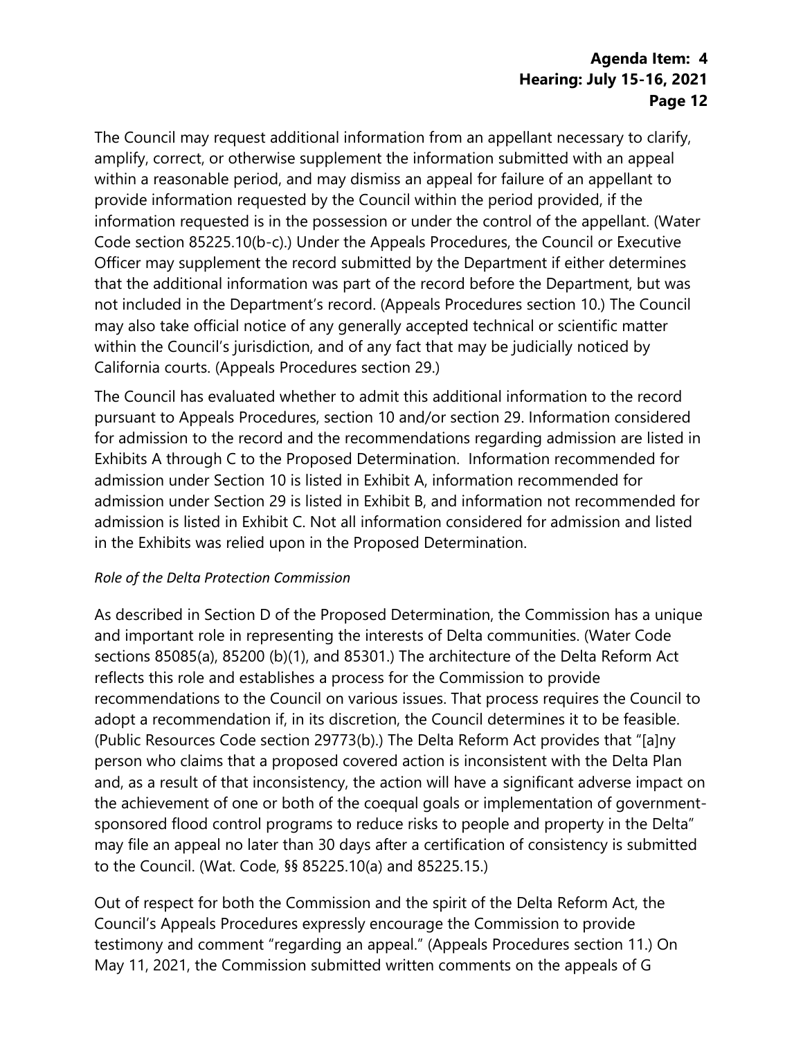The Council may request additional information from an appellant necessary to clarify, amplify, correct, or otherwise supplement the information submitted with an appeal within a reasonable period, and may dismiss an appeal for failure of an appellant to provide information requested by the Council within the period provided, if the information requested is in the possession or under the control of the appellant. (Water Code section 85225.10(b-c).) Under the Appeals Procedures, the Council or Executive Officer may supplement the record submitted by the Department if either determines that the additional information was part of the record before the Department, but was not included in the Department's record. (Appeals Procedures section 10.) The Council may also take official notice of any generally accepted technical or scientific matter within the Council's jurisdiction, and of any fact that may be judicially noticed by California courts. (Appeals Procedures section 29.)

The Council has evaluated whether to admit this additional information to the record pursuant to Appeals Procedures, section 10 and/or section 29. Information considered for admission to the record and the recommendations regarding admission are listed in Exhibits A through C to the Proposed Determination. Information recommended for admission under Section 10 is listed in Exhibit A, information recommended for admission under Section 29 is listed in Exhibit B, and information not recommended for admission is listed in Exhibit C. Not all information considered for admission and listed in the Exhibits was relied upon in the Proposed Determination.

*Role of the Delta Protection Commission*

As described in Section D of the Proposed Determination, the Commission has a unique and important role in representing the interests of Delta communities. (Water Code sections 85085(a), 85200 (b)(1), and 85301.) The architecture of the Delta Reform Act reflects this role and establishes a process for the Commission to provide recommendations to the Council on various issues. That process requires the Council to adopt a recommendation if, in its discretion, the Council determines it to be feasible. (Public Resources Code section 29773(b).) The Delta Reform Act provides that "[a]ny person who claims that a proposed covered action is inconsistent with the Delta Plan and, as a result of that inconsistency, the action will have a significant adverse impact on the achievement of one or both of the coequal goals or implementation of government-sponsored flood control programs to reduce risks to people and property in the Delta" may file an appeal no later than 30 days after a certification of consistency is submitted to the Council. (Wat. Code, §§ 85225.10(a) and 85225.15.)

Out of respect for both the Commission and the spirit of the Delta Reform Act, the Council's Appeals Procedures expressly encourage the Commission to provide testimony and comment "regarding an appeal." (Appeals Procedures section 11.) On May 11, 2021, the Commission submitted written comments on the appeals of G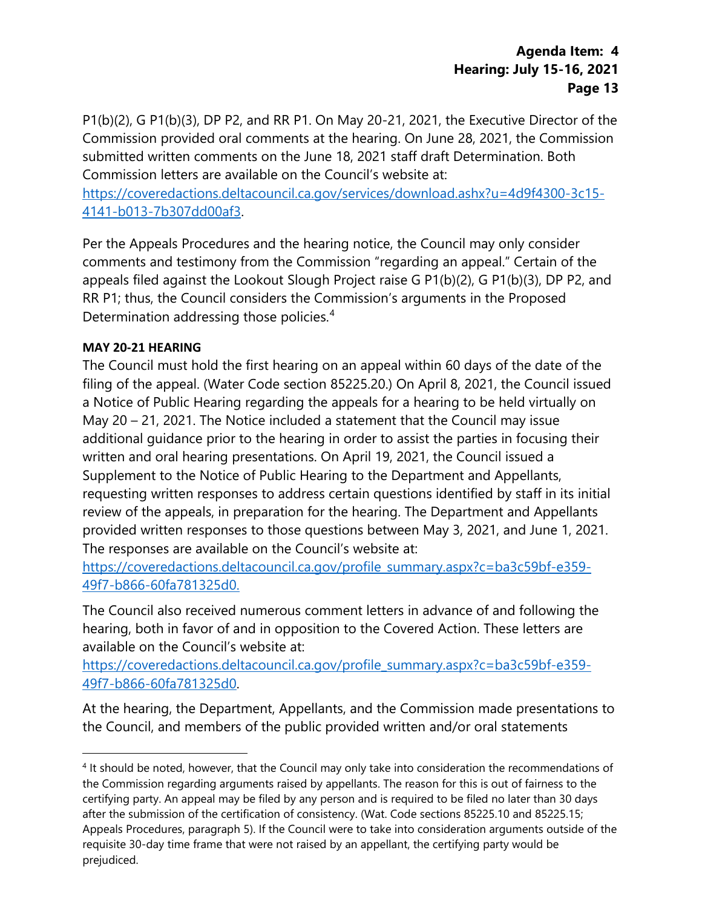P1(b)(2), G P1(b)(3), DP P2, and RR P1. On May 20-21, 2021, the Executive Director of the Commission provided oral comments at the hearing. On June 28, 2021, the Commission submitted written comments on the June 18, 2021 staff draft Determination. Both Commission letters are available on the Council's website at: [https://coveredactions.deltacouncil.ca.gov/services/download.ashx?u=4d9f4300-3c15-4141-b013-7b307dd00af3](https://coveredactions.deltacouncil.ca.gov/services/download.ashx?u=4d9f4300-3c15-4141-b013-7b307dd00af3).

Per the Appeals Procedures and the hearing notice, the Council may only consider comments and testimony from the Commission "regarding an appeal." Certain of the appeals filed against the Lookout Slough Project raise G P1(b)(2), G P1(b)(3), DP P2, and RR P1; thus, the Council considers the Commission's arguments in the Proposed Determination addressing those policies.[4]

**MAY 20-21 HEARING**

The Council must hold the first hearing on an appeal within 60 days of the date of the filing of the appeal. (Water Code section 85225.20.) On April 8, 2021, the Council issued a Notice of Public Hearing regarding the appeals for a hearing to be held virtually on May 20 – 21, 2021. The Notice included a statement that the Council may issue additional guidance prior to the hearing in order to assist the parties in focusing their written and oral hearing presentations. On April 19, 2021, the Council issued a Supplement to the Notice of Public Hearing to the Department and Appellants, requesting written responses to address certain questions identified by staff in its initial review of the appeals, in preparation for the hearing. The Department and Appellants provided written responses to those questions between May 3, 2021, and June 1, 2021. The responses are available on the Council's website at: [https://coveredactions.deltacouncil.ca.gov/profile_summary.aspx?c=ba3c59bf-e359-49f7-b866-60fa781325d0.](https://coveredactions.deltacouncil.ca.gov/profile_summary.aspx?c=ba3c59bf-e359-49f7-b866-60fa781325d0)

The Council also received numerous comment letters in advance of and following the hearing, both in favor of and in opposition to the Covered Action. These letters are available on the Council's website at: [https://coveredactions.deltacouncil.ca.gov/profile_summary.aspx?c=ba3c59bf-e359-49f7-b866-60fa781325d0](https://coveredactions.deltacouncil.ca.gov/profile_summary.aspx?c=ba3c59bf-e359-49f7-b866-60fa781325d0).

At the hearing, the Department, Appellants, and the Commission made presentations to the Council, and members of the public provided written and/or oral statements

---

[4] It should be noted, however, that the Council may only take into consideration the recommendations of the Commission regarding arguments raised by appellants. The reason for this is out of fairness to the certifying party. An appeal may be filed by any person and is required to be filed no later than 30 days after the submission of the certification of consistency. (Wat. Code sections 85225.10 and 85225.15; Appeals Procedures, paragraph 5). If the Council were to take into consideration arguments outside of the requisite 30-day time frame that were not raised by an appellant, the certifying party would be prejudiced.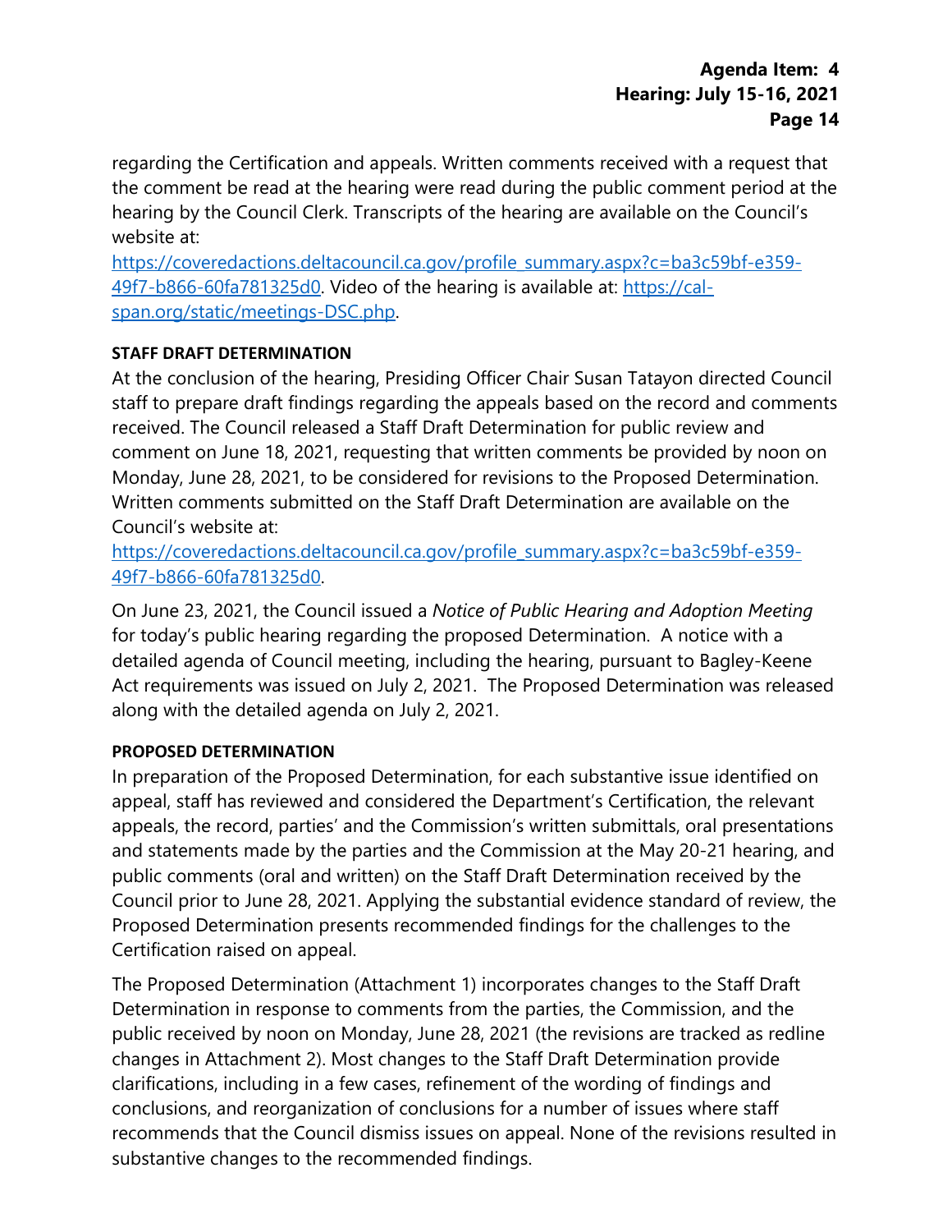regarding the Certification and appeals. Written comments received with a request that the comment be read at the hearing were read during the public comment period at the hearing by the Council Clerk. Transcripts of the hearing are available on the Council's website at:
[https://coveredactions.deltacouncil.ca.gov/profile_summary.aspx?c=ba3c59bf-e359-49f7-b866-60fa781325d0](https://coveredactions.deltacouncil.ca.gov/profile_summary.aspx?c=ba3c59bf-e359-49f7-b866-60fa781325d0). Video of the hearing is available at: [https://cal-span.org/static/meetings-DSC.php](https://cal-span.org/static/meetings-DSC.php).

**STAFF DRAFT DETERMINATION**

At the conclusion of the hearing, Presiding Officer Chair Susan Tatayon directed Council staff to prepare draft findings regarding the appeals based on the record and comments received. The Council released a Staff Draft Determination for public review and comment on June 18, 2021, requesting that written comments be provided by noon on Monday, June 28, 2021, to be considered for revisions to the Proposed Determination. Written comments submitted on the Staff Draft Determination are available on the Council's website at:
[https://coveredactions.deltacouncil.ca.gov/profile_summary.aspx?c=ba3c59bf-e359-49f7-b866-60fa781325d0](https://coveredactions.deltacouncil.ca.gov/profile_summary.aspx?c=ba3c59bf-e359-49f7-b866-60fa781325d0).

On June 23, 2021, the Council issued a *Notice of Public Hearing and Adoption Meeting* for today's public hearing regarding the proposed Determination. A notice with a detailed agenda of Council meeting, including the hearing, pursuant to Bagley-Keene Act requirements was issued on July 2, 2021. The Proposed Determination was released along with the detailed agenda on July 2, 2021.

**PROPOSED DETERMINATION**

In preparation of the Proposed Determination, for each substantive issue identified on appeal, staff has reviewed and considered the Department's Certification, the relevant appeals, the record, parties' and the Commission's written submittals, oral presentations and statements made by the parties and the Commission at the May 20-21 hearing, and public comments (oral and written) on the Staff Draft Determination received by the Council prior to June 28, 2021. Applying the substantial evidence standard of review, the Proposed Determination presents recommended findings for the challenges to the Certification raised on appeal.

The Proposed Determination (Attachment 1) incorporates changes to the Staff Draft Determination in response to comments from the parties, the Commission, and the public received by noon on Monday, June 28, 2021 (the revisions are tracked as redline changes in Attachment 2). Most changes to the Staff Draft Determination provide clarifications, including in a few cases, refinement of the wording of findings and conclusions, and reorganization of conclusions for a number of issues where staff recommends that the Council dismiss issues on appeal. None of the revisions resulted in substantive changes to the recommended findings.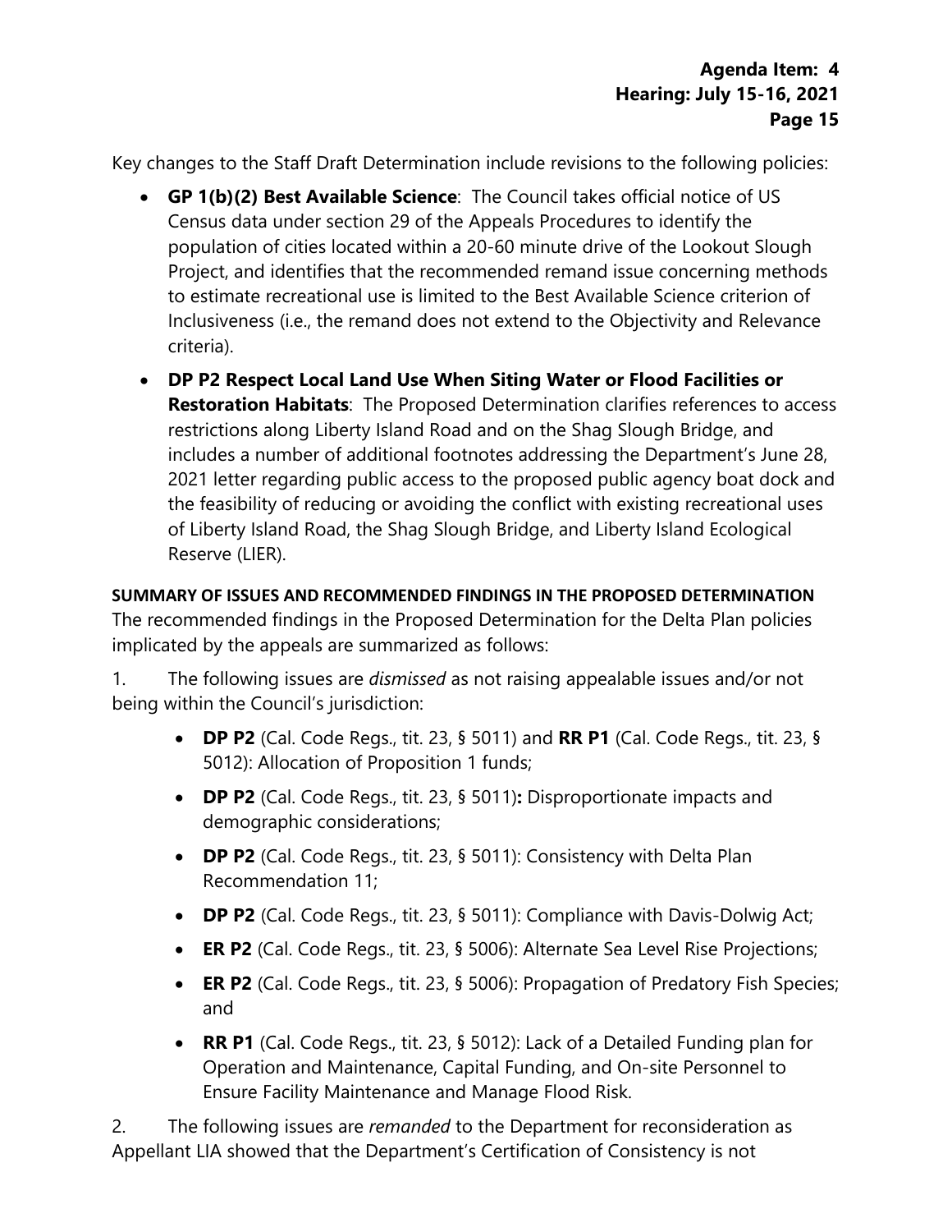Key changes to the Staff Draft Determination include revisions to the following policies:

- **GP 1(b)(2) Best Available Science**: The Council takes official notice of US Census data under section 29 of the Appeals Procedures to identify the population of cities located within a 20-60 minute drive of the Lookout Slough Project, and identifies that the recommended remand issue concerning methods to estimate recreational use is limited to the Best Available Science criterion of Inclusiveness (i.e., the remand does not extend to the Objectivity and Relevance criteria).
- **DP P2 Respect Local Land Use When Siting Water or Flood Facilities or Restoration Habitats**: The Proposed Determination clarifies references to access restrictions along Liberty Island Road and on the Shag Slough Bridge, and includes a number of additional footnotes addressing the Department's June 28, 2021 letter regarding public access to the proposed public agency boat dock and the feasibility of reducing or avoiding the conflict with existing recreational uses of Liberty Island Road, the Shag Slough Bridge, and Liberty Island Ecological Reserve (LIER).

**SUMMARY OF ISSUES AND RECOMMENDED FINDINGS IN THE PROPOSED DETERMINATION**

The recommended findings in the Proposed Determination for the Delta Plan policies implicated by the appeals are summarized as follows:

1. The following issues are *dismissed* as not raising appealable issues and/or not being within the Council's jurisdiction:

    - **DP P2** (Cal. Code Regs., tit. 23, § 5011) and **RR P1** (Cal. Code Regs., tit. 23, § 5012): Allocation of Proposition 1 funds;
    - **DP P2** (Cal. Code Regs., tit. 23, § 5011)**:** Disproportionate impacts and demographic considerations;
    - **DP P2** (Cal. Code Regs., tit. 23, § 5011): Consistency with Delta Plan Recommendation 11;
    - **DP P2** (Cal. Code Regs., tit. 23, § 5011): Compliance with Davis-Dolwig Act;
    - **ER P2** (Cal. Code Regs., tit. 23, § 5006): Alternate Sea Level Rise Projections;
    - **ER P2** (Cal. Code Regs., tit. 23, § 5006): Propagation of Predatory Fish Species; and
    - **RR P1** (Cal. Code Regs., tit. 23, § 5012): Lack of a Detailed Funding plan for Operation and Maintenance, Capital Funding, and On-site Personnel to Ensure Facility Maintenance and Manage Flood Risk.

2. The following issues are *remanded* to the Department for reconsideration as Appellant LIA showed that the Department's Certification of Consistency is not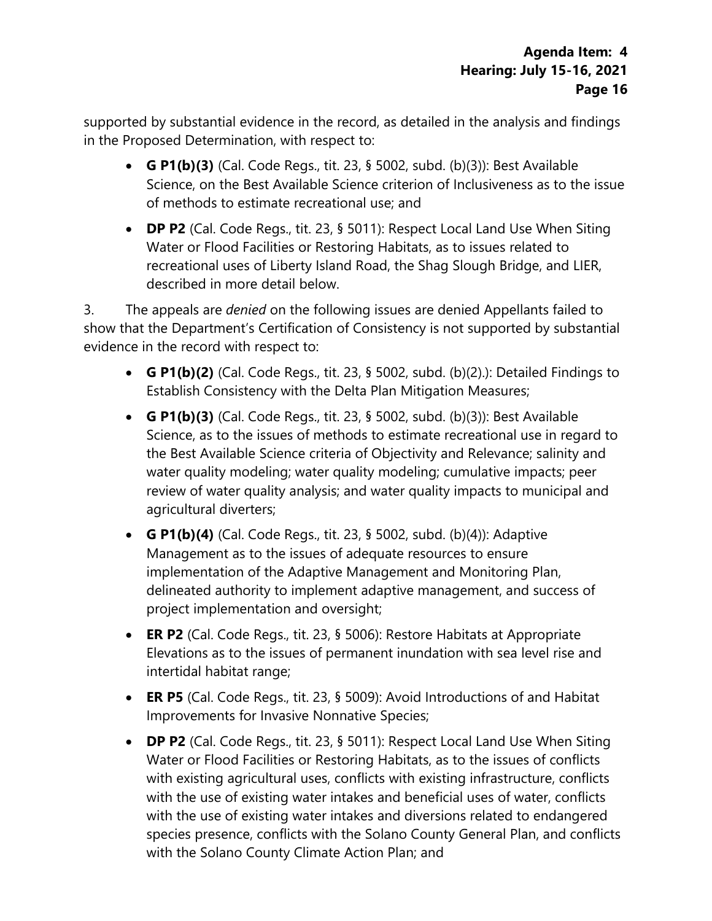supported by substantial evidence in the record, as detailed in the analysis and findings in the Proposed Determination, with respect to:

- **G P1(b)(3)** (Cal. Code Regs., tit. 23, § 5002, subd. (b)(3)): Best Available Science, on the Best Available Science criterion of Inclusiveness as to the issue of methods to estimate recreational use; and
- **DP P2** (Cal. Code Regs., tit. 23, § 5011): Respect Local Land Use When Siting Water or Flood Facilities or Restoring Habitats, as to issues related to recreational uses of Liberty Island Road, the Shag Slough Bridge, and LIER, described in more detail below.

3. The appeals are *denied* on the following issues are denied Appellants failed to show that the Department's Certification of Consistency is not supported by substantial evidence in the record with respect to:

- **G P1(b)(2)** (Cal. Code Regs., tit. 23, § 5002, subd. (b)(2).): Detailed Findings to Establish Consistency with the Delta Plan Mitigation Measures;
- **G P1(b)(3)** (Cal. Code Regs., tit. 23, § 5002, subd. (b)(3)): Best Available Science, as to the issues of methods to estimate recreational use in regard to the Best Available Science criteria of Objectivity and Relevance; salinity and water quality modeling; water quality modeling; cumulative impacts; peer review of water quality analysis; and water quality impacts to municipal and agricultural diverters;
- **G P1(b)(4)** (Cal. Code Regs., tit. 23, § 5002, subd. (b)(4)): Adaptive Management as to the issues of adequate resources to ensure implementation of the Adaptive Management and Monitoring Plan, delineated authority to implement adaptive management, and success of project implementation and oversight;
- **ER P2** (Cal. Code Regs., tit. 23, § 5006): Restore Habitats at Appropriate Elevations as to the issues of permanent inundation with sea level rise and intertidal habitat range;
- **ER P5** (Cal. Code Regs., tit. 23, § 5009): Avoid Introductions of and Habitat Improvements for Invasive Nonnative Species;
- **DP P2** (Cal. Code Regs., tit. 23, § 5011): Respect Local Land Use When Siting Water or Flood Facilities or Restoring Habitats, as to the issues of conflicts with existing agricultural uses, conflicts with existing infrastructure, conflicts with the use of existing water intakes and beneficial uses of water, conflicts with the use of existing water intakes and diversions related to endangered species presence, conflicts with the Solano County General Plan, and conflicts with the Solano County Climate Action Plan; and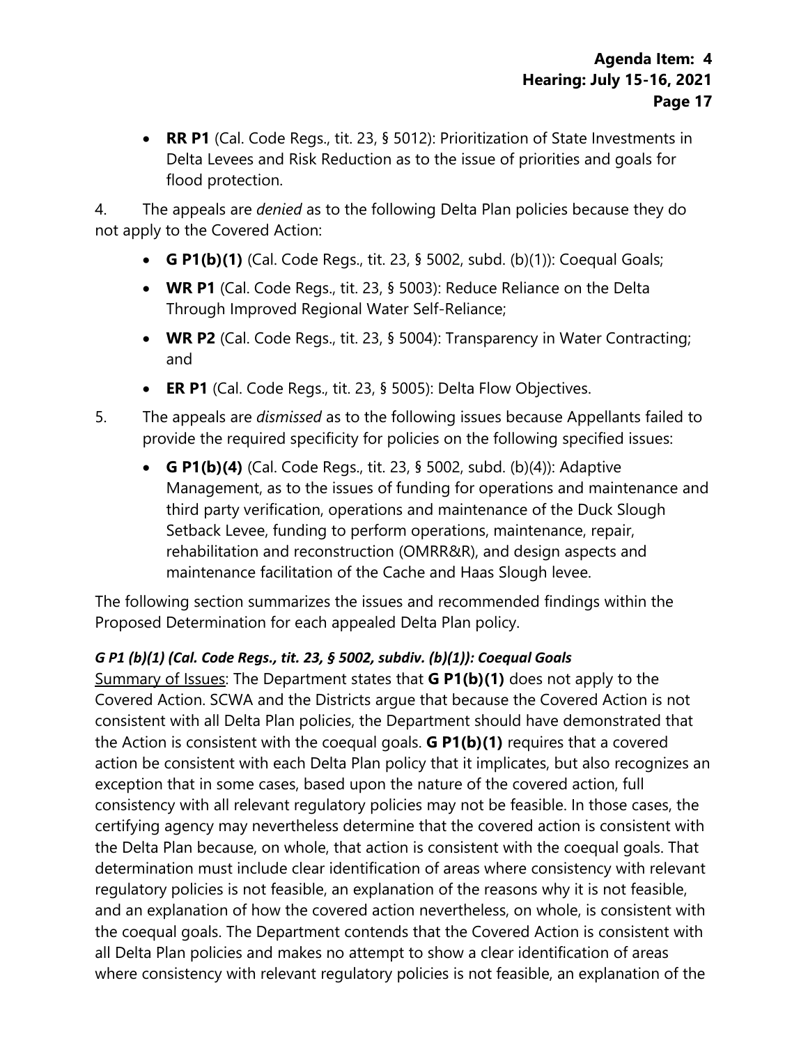- **RR P1** (Cal. Code Regs., tit. 23, § 5012): Prioritization of State Investments in Delta Levees and Risk Reduction as to the issue of priorities and goals for flood protection.

4. The appeals are *denied* as to the following Delta Plan policies because they do not apply to the Covered Action:

   - **G P1(b)(1)** (Cal. Code Regs., tit. 23, § 5002, subd. (b)(1)): Coequal Goals;
   - **WR P1** (Cal. Code Regs., tit. 23, § 5003): Reduce Reliance on the Delta Through Improved Regional Water Self-Reliance;
   - **WR P2** (Cal. Code Regs., tit. 23, § 5004): Transparency in Water Contracting; and
   - **ER P1** (Cal. Code Regs., tit. 23, § 5005): Delta Flow Objectives.

5. The appeals are *dismissed* as to the following issues because Appellants failed to provide the required specificity for policies on the following specified issues:

   - **G P1(b)(4)** (Cal. Code Regs., tit. 23, § 5002, subd. (b)(4)): Adaptive Management, as to the issues of funding for operations and maintenance and third party verification, operations and maintenance of the Duck Slough Setback Levee, funding to perform operations, maintenance, repair, rehabilitation and reconstruction (OMRR&R), and design aspects and maintenance facilitation of the Cache and Haas Slough levee.

The following section summarizes the issues and recommended findings within the Proposed Determination for each appealed Delta Plan policy.

***G P1 (b)(1) (Cal. Code Regs., tit. 23, § 5002, subdiv. (b)(1)): Coequal Goals***

Summary of Issues: The Department states that **G P1(b)(1)** does not apply to the Covered Action. SCWA and the Districts argue that because the Covered Action is not consistent with all Delta Plan policies, the Department should have demonstrated that the Action is consistent with the coequal goals. **G P1(b)(1)** requires that a covered action be consistent with each Delta Plan policy that it implicates, but also recognizes an exception that in some cases, based upon the nature of the covered action, full consistency with all relevant regulatory policies may not be feasible. In those cases, the certifying agency may nevertheless determine that the covered action is consistent with the Delta Plan because, on whole, that action is consistent with the coequal goals. That determination must include clear identification of areas where consistency with relevant regulatory policies is not feasible, an explanation of the reasons why it is not feasible, and an explanation of how the covered action nevertheless, on whole, is consistent with the coequal goals. The Department contends that the Covered Action is consistent with all Delta Plan policies and makes no attempt to show a clear identification of areas where consistency with relevant regulatory policies is not feasible, an explanation of the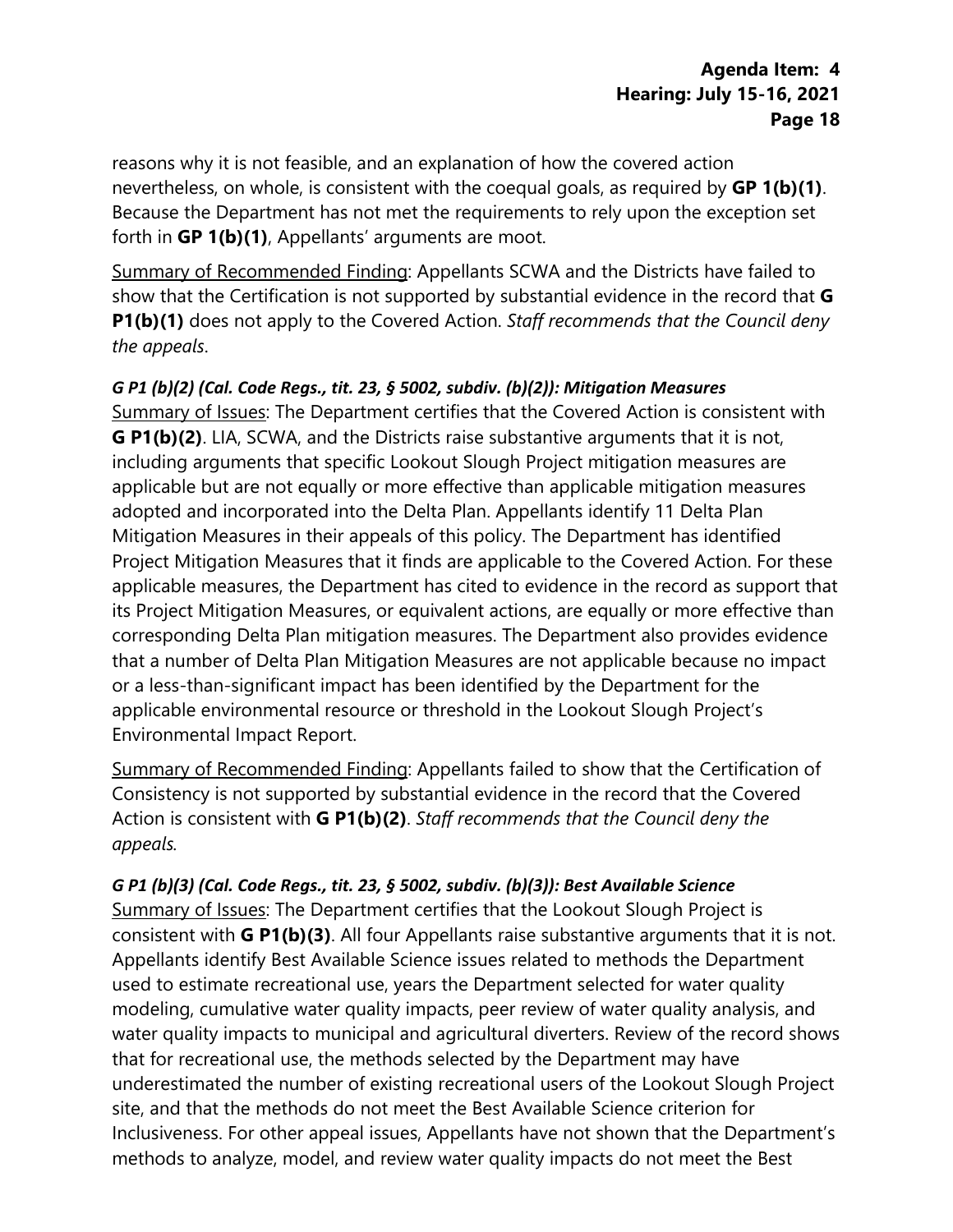reasons why it is not feasible, and an explanation of how the covered action nevertheless, on whole, is consistent with the coequal goals, as required by **GP 1(b)(1)**. Because the Department has not met the requirements to rely upon the exception set forth in **GP 1(b)(1)**, Appellants' arguments are moot.

Summary of Recommended Finding: Appellants SCWA and the Districts have failed to show that the Certification is not supported by substantial evidence in the record that **G P1(b)(1)** does not apply to the Covered Action. *Staff recommends that the Council deny the appeals*.

***G P1 (b)(2) (Cal. Code Regs., tit. 23, § 5002, subdiv. (b)(2)): Mitigation Measures***

Summary of Issues: The Department certifies that the Covered Action is consistent with **G P1(b)(2)**. LIA, SCWA, and the Districts raise substantive arguments that it is not, including arguments that specific Lookout Slough Project mitigation measures are applicable but are not equally or more effective than applicable mitigation measures adopted and incorporated into the Delta Plan. Appellants identify 11 Delta Plan Mitigation Measures in their appeals of this policy. The Department has identified Project Mitigation Measures that it finds are applicable to the Covered Action. For these applicable measures, the Department has cited to evidence in the record as support that its Project Mitigation Measures, or equivalent actions, are equally or more effective than corresponding Delta Plan mitigation measures. The Department also provides evidence that a number of Delta Plan Mitigation Measures are not applicable because no impact or a less-than-significant impact has been identified by the Department for the applicable environmental resource or threshold in the Lookout Slough Project's Environmental Impact Report.

Summary of Recommended Finding: Appellants failed to show that the Certification of Consistency is not supported by substantial evidence in the record that the Covered Action is consistent with **G P1(b)(2)**. *Staff recommends that the Council deny the appeals.*

***G P1 (b)(3) (Cal. Code Regs., tit. 23, § 5002, subdiv. (b)(3)): Best Available Science***

Summary of Issues: The Department certifies that the Lookout Slough Project is consistent with **G P1(b)(3)**. All four Appellants raise substantive arguments that it is not. Appellants identify Best Available Science issues related to methods the Department used to estimate recreational use, years the Department selected for water quality modeling, cumulative water quality impacts, peer review of water quality analysis, and water quality impacts to municipal and agricultural diverters. Review of the record shows that for recreational use, the methods selected by the Department may have underestimated the number of existing recreational users of the Lookout Slough Project site, and that the methods do not meet the Best Available Science criterion for Inclusiveness. For other appeal issues, Appellants have not shown that the Department's methods to analyze, model, and review water quality impacts do not meet the Best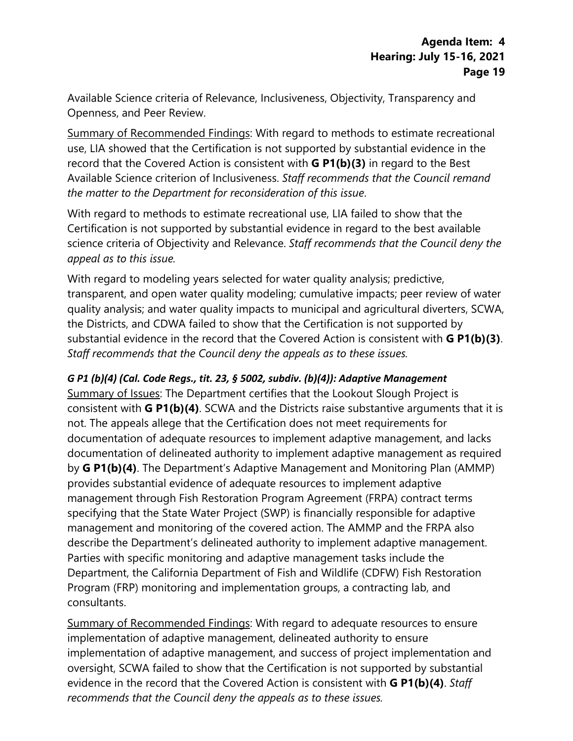Available Science criteria of Relevance, Inclusiveness, Objectivity, Transparency and Openness, and Peer Review.

Summary of Recommended Findings: With regard to methods to estimate recreational use, LIA showed that the Certification is not supported by substantial evidence in the record that the Covered Action is consistent with **G P1(b)(3)** in regard to the Best Available Science criterion of Inclusiveness. *Staff recommends that the Council remand the matter to the Department for reconsideration of this issue*.

With regard to methods to estimate recreational use, LIA failed to show that the Certification is not supported by substantial evidence in regard to the best available science criteria of Objectivity and Relevance. *Staff recommends that the Council deny the appeal as to this issue.*

With regard to modeling years selected for water quality analysis; predictive, transparent, and open water quality modeling; cumulative impacts; peer review of water quality analysis; and water quality impacts to municipal and agricultural diverters, SCWA, the Districts, and CDWA failed to show that the Certification is not supported by substantial evidence in the record that the Covered Action is consistent with **G P1(b)(3)**. *Staff recommends that the Council deny the appeals as to these issues.*

***G P1 (b)(4) (Cal. Code Regs., tit. 23, § 5002, subdiv. (b)(4)): Adaptive Management***

Summary of Issues: The Department certifies that the Lookout Slough Project is consistent with **G P1(b)(4)**. SCWA and the Districts raise substantive arguments that it is not. The appeals allege that the Certification does not meet requirements for documentation of adequate resources to implement adaptive management, and lacks documentation of delineated authority to implement adaptive management as required by **G P1(b)(4)**. The Department's Adaptive Management and Monitoring Plan (AMMP) provides substantial evidence of adequate resources to implement adaptive management through Fish Restoration Program Agreement (FRPA) contract terms specifying that the State Water Project (SWP) is financially responsible for adaptive management and monitoring of the covered action. The AMMP and the FRPA also describe the Department's delineated authority to implement adaptive management. Parties with specific monitoring and adaptive management tasks include the Department, the California Department of Fish and Wildlife (CDFW) Fish Restoration Program (FRP) monitoring and implementation groups, a contracting lab, and consultants.

Summary of Recommended Findings: With regard to adequate resources to ensure implementation of adaptive management, delineated authority to ensure implementation of adaptive management, and success of project implementation and oversight, SCWA failed to show that the Certification is not supported by substantial evidence in the record that the Covered Action is consistent with **G P1(b)(4)**. *Staff recommends that the Council deny the appeals as to these issues.*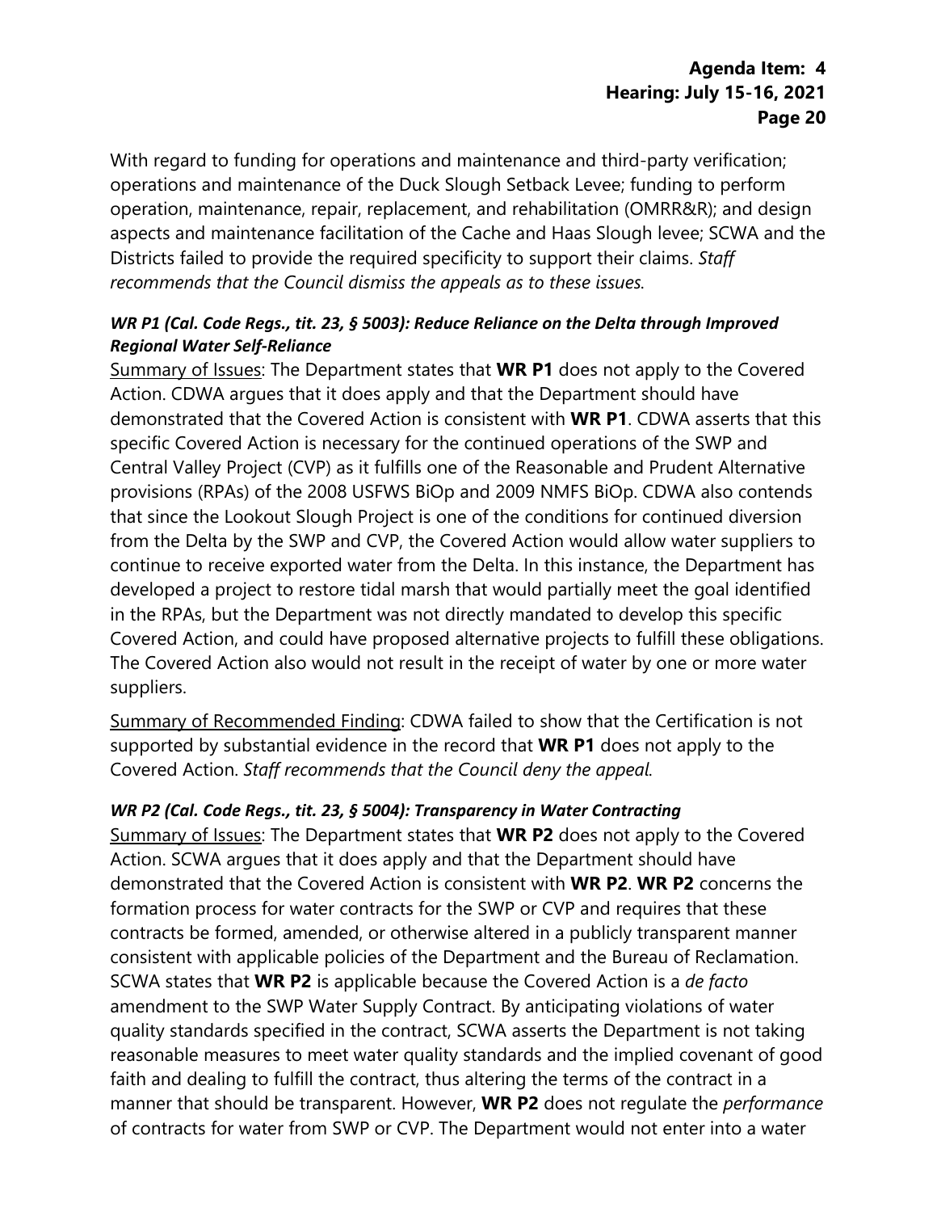With regard to funding for operations and maintenance and third-party verification; operations and maintenance of the Duck Slough Setback Levee; funding to perform operation, maintenance, repair, replacement, and rehabilitation (OMRR&R); and design aspects and maintenance facilitation of the Cache and Haas Slough levee; SCWA and the Districts failed to provide the required specificity to support their claims. *Staff recommends that the Council dismiss the appeals as to these issues.*

### *WR P1 (Cal. Code Regs., tit. 23, § 5003): Reduce Reliance on the Delta through Improved Regional Water Self-Reliance*

Summary of Issues: The Department states that **WR P1** does not apply to the Covered Action. CDWA argues that it does apply and that the Department should have demonstrated that the Covered Action is consistent with **WR P1**. CDWA asserts that this specific Covered Action is necessary for the continued operations of the SWP and Central Valley Project (CVP) as it fulfills one of the Reasonable and Prudent Alternative provisions (RPAs) of the 2008 USFWS BiOp and 2009 NMFS BiOp. CDWA also contends that since the Lookout Slough Project is one of the conditions for continued diversion from the Delta by the SWP and CVP, the Covered Action would allow water suppliers to continue to receive exported water from the Delta. In this instance, the Department has developed a project to restore tidal marsh that would partially meet the goal identified in the RPAs, but the Department was not directly mandated to develop this specific Covered Action, and could have proposed alternative projects to fulfill these obligations. The Covered Action also would not result in the receipt of water by one or more water suppliers.

Summary of Recommended Finding: CDWA failed to show that the Certification is not supported by substantial evidence in the record that **WR P1** does not apply to the Covered Action. *Staff recommends that the Council deny the appeal.*

### *WR P2 (Cal. Code Regs., tit. 23, § 5004): Transparency in Water Contracting*

Summary of Issues: The Department states that **WR P2** does not apply to the Covered Action. SCWA argues that it does apply and that the Department should have demonstrated that the Covered Action is consistent with **WR P2**. **WR P2** concerns the formation process for water contracts for the SWP or CVP and requires that these contracts be formed, amended, or otherwise altered in a publicly transparent manner consistent with applicable policies of the Department and the Bureau of Reclamation. SCWA states that **WR P2** is applicable because the Covered Action is a *de facto* amendment to the SWP Water Supply Contract. By anticipating violations of water quality standards specified in the contract, SCWA asserts the Department is not taking reasonable measures to meet water quality standards and the implied covenant of good faith and dealing to fulfill the contract, thus altering the terms of the contract in a manner that should be transparent. However, **WR P2** does not regulate the *performance* of contracts for water from SWP or CVP. The Department would not enter into a water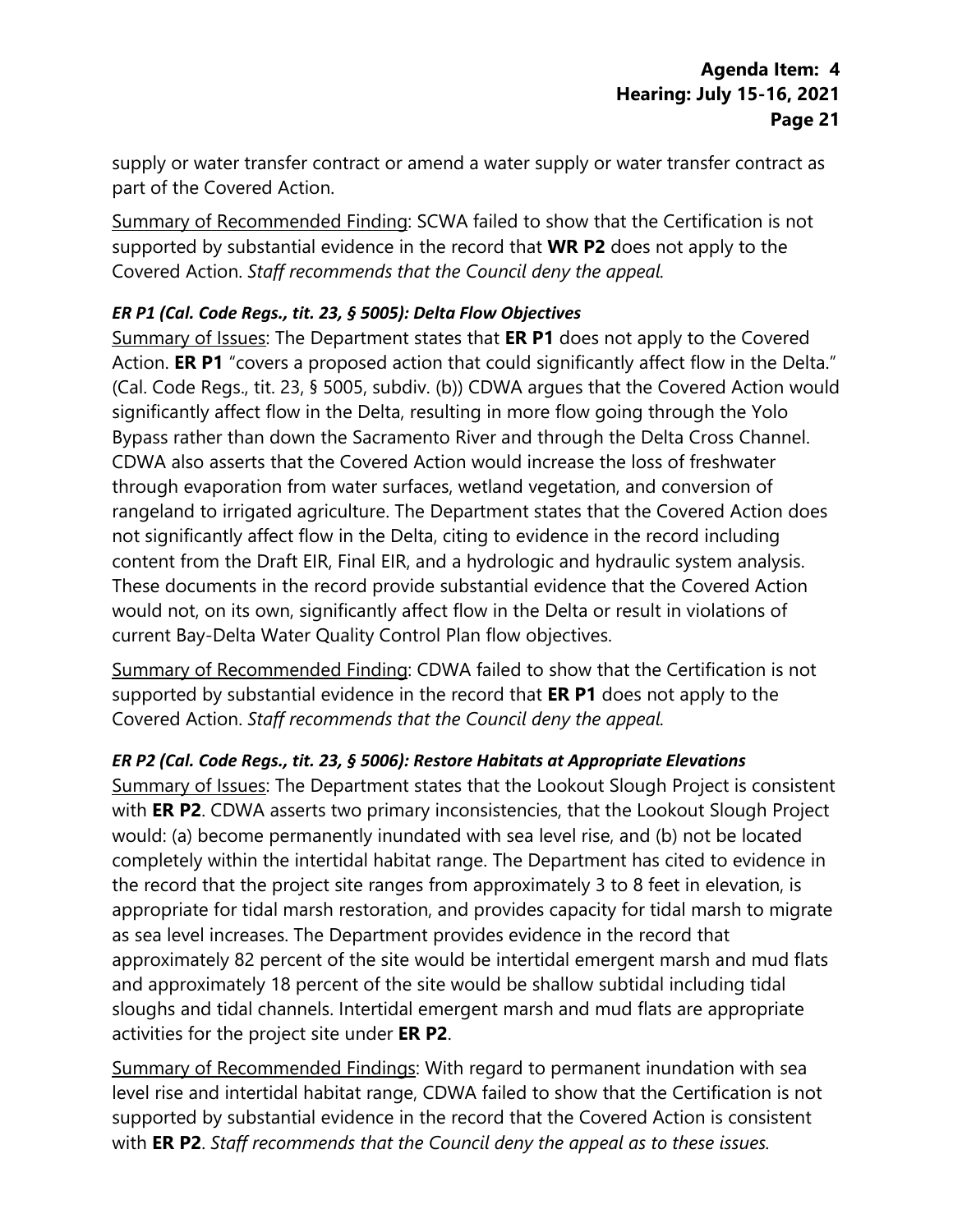supply or water transfer contract or amend a water supply or water transfer contract as part of the Covered Action.

Summary of Recommended Finding: SCWA failed to show that the Certification is not supported by substantial evidence in the record that **WR P2** does not apply to the Covered Action. *Staff recommends that the Council deny the appeal.*

***ER P1 (Cal. Code Regs., tit. 23, § 5005): Delta Flow Objectives***

Summary of Issues: The Department states that **ER P1** does not apply to the Covered Action. **ER P1** "covers a proposed action that could significantly affect flow in the Delta." (Cal. Code Regs., tit. 23, § 5005, subdiv. (b)) CDWA argues that the Covered Action would significantly affect flow in the Delta, resulting in more flow going through the Yolo Bypass rather than down the Sacramento River and through the Delta Cross Channel. CDWA also asserts that the Covered Action would increase the loss of freshwater through evaporation from water surfaces, wetland vegetation, and conversion of rangeland to irrigated agriculture. The Department states that the Covered Action does not significantly affect flow in the Delta, citing to evidence in the record including content from the Draft EIR, Final EIR, and a hydrologic and hydraulic system analysis. These documents in the record provide substantial evidence that the Covered Action would not, on its own, significantly affect flow in the Delta or result in violations of current Bay-Delta Water Quality Control Plan flow objectives.

Summary of Recommended Finding: CDWA failed to show that the Certification is not supported by substantial evidence in the record that **ER P1** does not apply to the Covered Action. *Staff recommends that the Council deny the appeal.*

***ER P2 (Cal. Code Regs., tit. 23, § 5006): Restore Habitats at Appropriate Elevations***

Summary of Issues: The Department states that the Lookout Slough Project is consistent with **ER P2**. CDWA asserts two primary inconsistencies, that the Lookout Slough Project would: (a) become permanently inundated with sea level rise, and (b) not be located completely within the intertidal habitat range. The Department has cited to evidence in the record that the project site ranges from approximately 3 to 8 feet in elevation, is appropriate for tidal marsh restoration, and provides capacity for tidal marsh to migrate as sea level increases. The Department provides evidence in the record that approximately 82 percent of the site would be intertidal emergent marsh and mud flats and approximately 18 percent of the site would be shallow subtidal including tidal sloughs and tidal channels. Intertidal emergent marsh and mud flats are appropriate activities for the project site under **ER P2**.

Summary of Recommended Findings: With regard to permanent inundation with sea level rise and intertidal habitat range, CDWA failed to show that the Certification is not supported by substantial evidence in the record that the Covered Action is consistent with **ER P2**. *Staff recommends that the Council deny the appeal as to these issues.*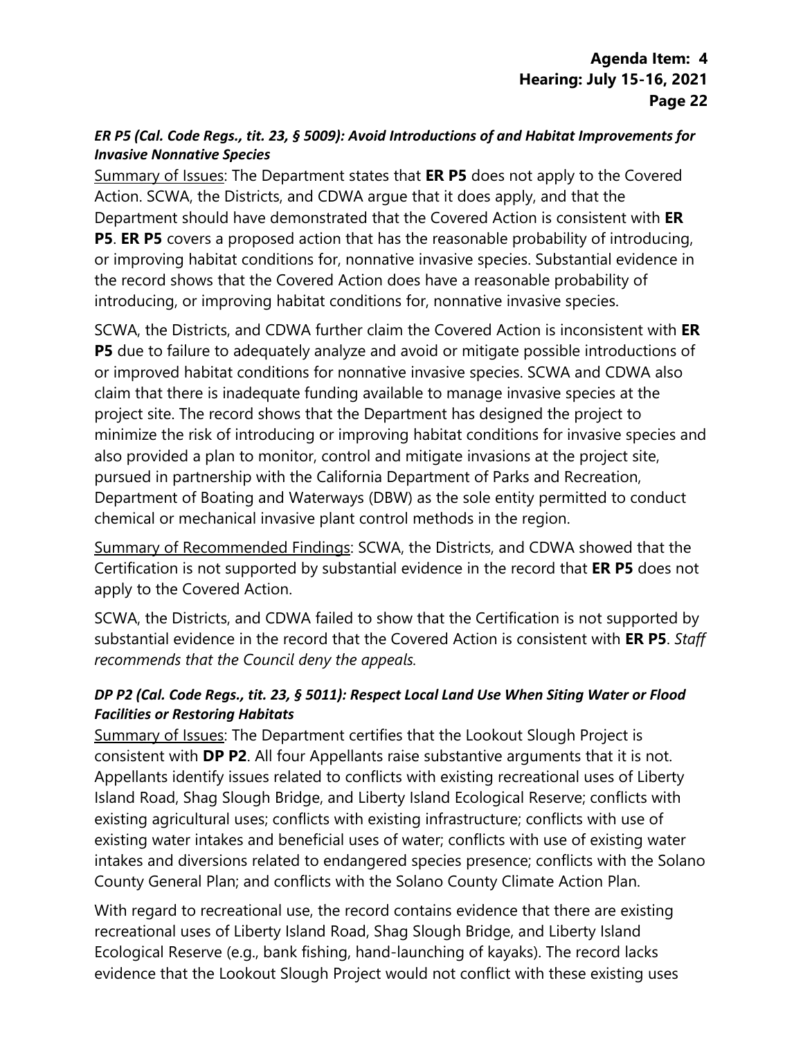### *ER P5 (Cal. Code Regs., tit. 23, § 5009): Avoid Introductions of and Habitat Improvements for Invasive Nonnative Species*

Summary of Issues: The Department states that **ER P5** does not apply to the Covered Action. SCWA, the Districts, and CDWA argue that it does apply, and that the Department should have demonstrated that the Covered Action is consistent with **ER P5**. **ER P5** covers a proposed action that has the reasonable probability of introducing, or improving habitat conditions for, nonnative invasive species. Substantial evidence in the record shows that the Covered Action does have a reasonable probability of introducing, or improving habitat conditions for, nonnative invasive species.

SCWA, the Districts, and CDWA further claim the Covered Action is inconsistent with **ER P5** due to failure to adequately analyze and avoid or mitigate possible introductions of or improved habitat conditions for nonnative invasive species. SCWA and CDWA also claim that there is inadequate funding available to manage invasive species at the project site. The record shows that the Department has designed the project to minimize the risk of introducing or improving habitat conditions for invasive species and also provided a plan to monitor, control and mitigate invasions at the project site, pursued in partnership with the California Department of Parks and Recreation, Department of Boating and Waterways (DBW) as the sole entity permitted to conduct chemical or mechanical invasive plant control methods in the region.

Summary of Recommended Findings: SCWA, the Districts, and CDWA showed that the Certification is not supported by substantial evidence in the record that **ER P5** does not apply to the Covered Action.

SCWA, the Districts, and CDWA failed to show that the Certification is not supported by substantial evidence in the record that the Covered Action is consistent with **ER P5**. *Staff recommends that the Council deny the appeals.*

### *DP P2 (Cal. Code Regs., tit. 23, § 5011): Respect Local Land Use When Siting Water or Flood Facilities or Restoring Habitats*

Summary of Issues: The Department certifies that the Lookout Slough Project is consistent with **DP P2**. All four Appellants raise substantive arguments that it is not. Appellants identify issues related to conflicts with existing recreational uses of Liberty Island Road, Shag Slough Bridge, and Liberty Island Ecological Reserve; conflicts with existing agricultural uses; conflicts with existing infrastructure; conflicts with use of existing water intakes and beneficial uses of water; conflicts with use of existing water intakes and diversions related to endangered species presence; conflicts with the Solano County General Plan; and conflicts with the Solano County Climate Action Plan.

With regard to recreational use, the record contains evidence that there are existing recreational uses of Liberty Island Road, Shag Slough Bridge, and Liberty Island Ecological Reserve (e.g., bank fishing, hand-launching of kayaks). The record lacks evidence that the Lookout Slough Project would not conflict with these existing uses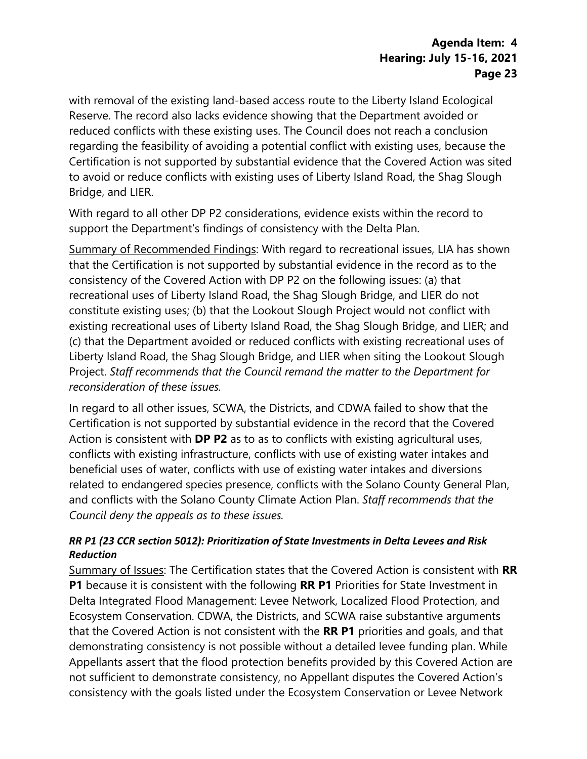with removal of the existing land-based access route to the Liberty Island Ecological Reserve. The record also lacks evidence showing that the Department avoided or reduced conflicts with these existing uses. The Council does not reach a conclusion regarding the feasibility of avoiding a potential conflict with existing uses, because the Certification is not supported by substantial evidence that the Covered Action was sited to avoid or reduce conflicts with existing uses of Liberty Island Road, the Shag Slough Bridge, and LIER.

With regard to all other DP P2 considerations, evidence exists within the record to support the Department's findings of consistency with the Delta Plan.

Summary of Recommended Findings: With regard to recreational issues, LIA has shown that the Certification is not supported by substantial evidence in the record as to the consistency of the Covered Action with DP P2 on the following issues: (a) that recreational uses of Liberty Island Road, the Shag Slough Bridge, and LIER do not constitute existing uses; (b) that the Lookout Slough Project would not conflict with existing recreational uses of Liberty Island Road, the Shag Slough Bridge, and LIER; and (c) that the Department avoided or reduced conflicts with existing recreational uses of Liberty Island Road, the Shag Slough Bridge, and LIER when siting the Lookout Slough Project. *Staff recommends that the Council remand the matter to the Department for reconsideration of these issues.*

In regard to all other issues, SCWA, the Districts, and CDWA failed to show that the Certification is not supported by substantial evidence in the record that the Covered Action is consistent with **DP P2** as to as to conflicts with existing agricultural uses, conflicts with existing infrastructure, conflicts with use of existing water intakes and beneficial uses of water, conflicts with use of existing water intakes and diversions related to endangered species presence, conflicts with the Solano County General Plan, and conflicts with the Solano County Climate Action Plan. *Staff recommends that the Council deny the appeals as to these issues.*

***RR P1 (23 CCR section 5012): Prioritization of State Investments in Delta Levees and Risk Reduction***

Summary of Issues: The Certification states that the Covered Action is consistent with **RR P1** because it is consistent with the following **RR P1** Priorities for State Investment in Delta Integrated Flood Management: Levee Network, Localized Flood Protection, and Ecosystem Conservation. CDWA, the Districts, and SCWA raise substantive arguments that the Covered Action is not consistent with the **RR P1** priorities and goals, and that demonstrating consistency is not possible without a detailed levee funding plan. While Appellants assert that the flood protection benefits provided by this Covered Action are not sufficient to demonstrate consistency, no Appellant disputes the Covered Action's consistency with the goals listed under the Ecosystem Conservation or Levee Network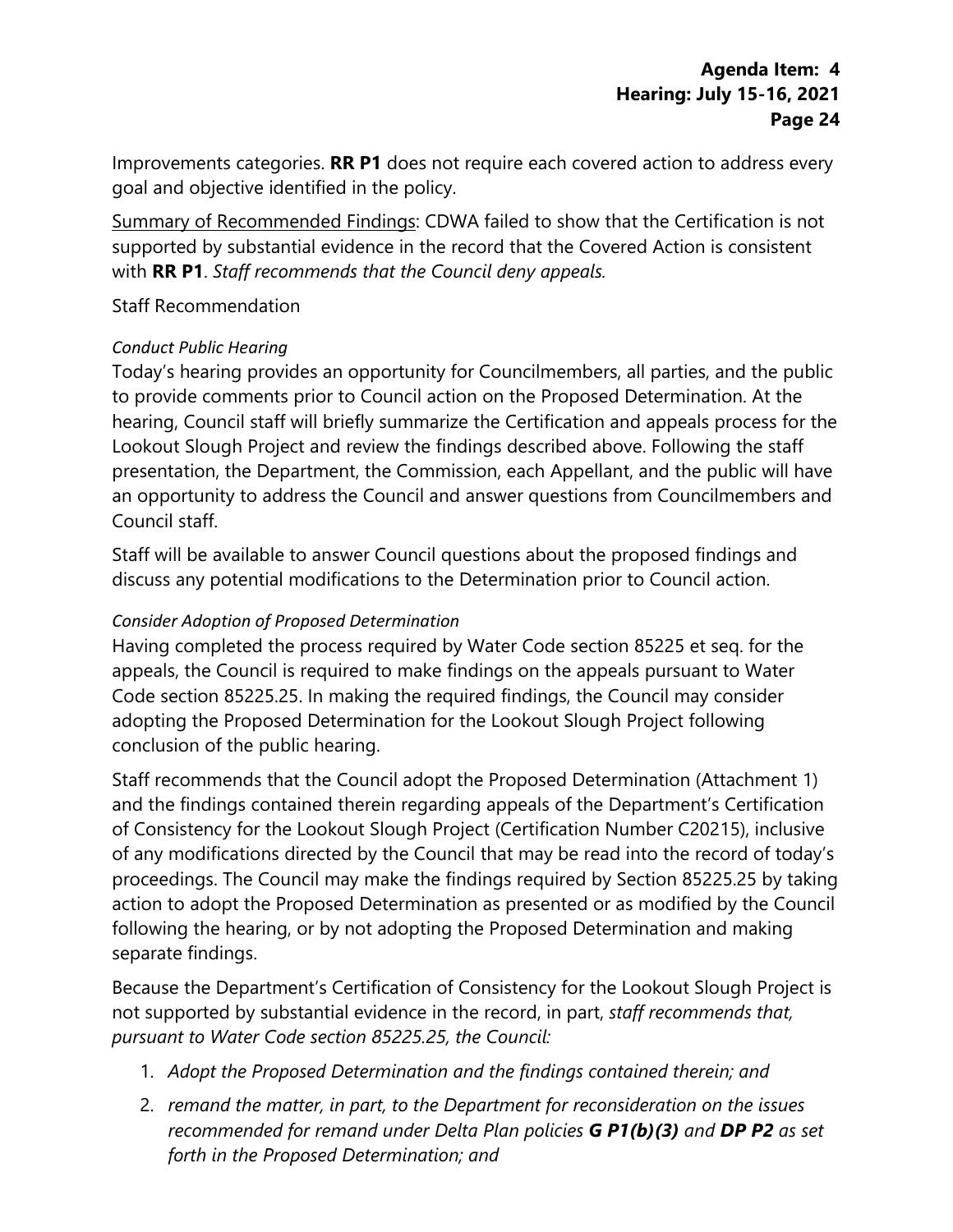Improvements categories. **RR P1** does not require each covered action to address every goal and objective identified in the policy.

<u>Summary of Recommended Findings</u>: CDWA failed to show that the Certification is not supported by substantial evidence in the record that the Covered Action is consistent with **RR P1**. *Staff recommends that the Council deny appeals.*

Staff Recommendation

*Conduct Public Hearing*

Today's hearing provides an opportunity for Councilmembers, all parties, and the public to provide comments prior to Council action on the Proposed Determination. At the hearing, Council staff will briefly summarize the Certification and appeals process for the Lookout Slough Project and review the findings described above. Following the staff presentation, the Department, the Commission, each Appellant, and the public will have an opportunity to address the Council and answer questions from Councilmembers and Council staff.

Staff will be available to answer Council questions about the proposed findings and discuss any potential modifications to the Determination prior to Council action.

*Consider Adoption of Proposed Determination*

Having completed the process required by Water Code section 85225 et seq. for the appeals, the Council is required to make findings on the appeals pursuant to Water Code section 85225.25. In making the required findings, the Council may consider adopting the Proposed Determination for the Lookout Slough Project following conclusion of the public hearing.

Staff recommends that the Council adopt the Proposed Determination (Attachment 1) and the findings contained therein regarding appeals of the Department's Certification of Consistency for the Lookout Slough Project (Certification Number C20215), inclusive of any modifications directed by the Council that may be read into the record of today's proceedings. The Council may make the findings required by Section 85225.25 by taking action to adopt the Proposed Determination as presented or as modified by the Council following the hearing, or by not adopting the Proposed Determination and making separate findings.

Because the Department's Certification of Consistency for the Lookout Slough Project is not supported by substantial evidence in the record, in part, *staff recommends that, pursuant to Water Code section 85225.25, the Council:*

1. *Adopt the Proposed Determination and the findings contained therein; and*
2. *remand the matter, in part, to the Department for reconsideration on the issues recommended for remand under Delta Plan policies **G P1(b)(3)** and **DP P2** as set forth in the Proposed Determination; and*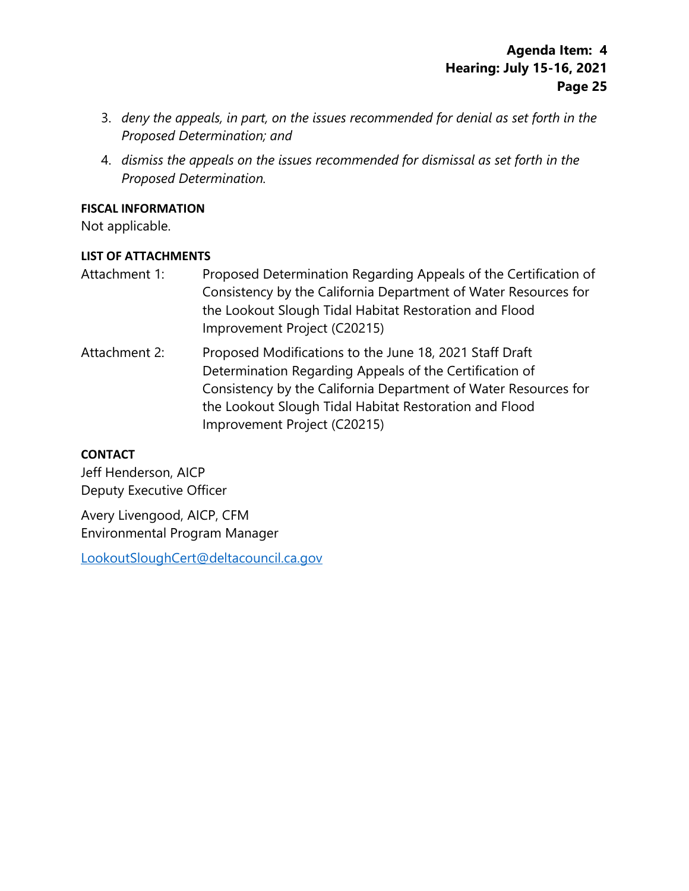3. *deny the appeals, in part, on the issues recommended for denial as set forth in the Proposed Determination; and*
4. *dismiss the appeals on the issues recommended for dismissal as set forth in the Proposed Determination.*

**FISCAL INFORMATION**

Not applicable.

**LIST OF ATTACHMENTS**

Attachment 1: Proposed Determination Regarding Appeals of the Certification of Consistency by the California Department of Water Resources for the Lookout Slough Tidal Habitat Restoration and Flood Improvement Project (C20215)

Attachment 2: Proposed Modifications to the June 18, 2021 Staff Draft Determination Regarding Appeals of the Certification of Consistency by the California Department of Water Resources for the Lookout Slough Tidal Habitat Restoration and Flood Improvement Project (C20215)

**CONTACT**

Jeff Henderson, AICP
Deputy Executive Officer

Avery Livengood, AICP, CFM
Environmental Program Manager

LookoutSloughCert@deltacouncil.ca.gov